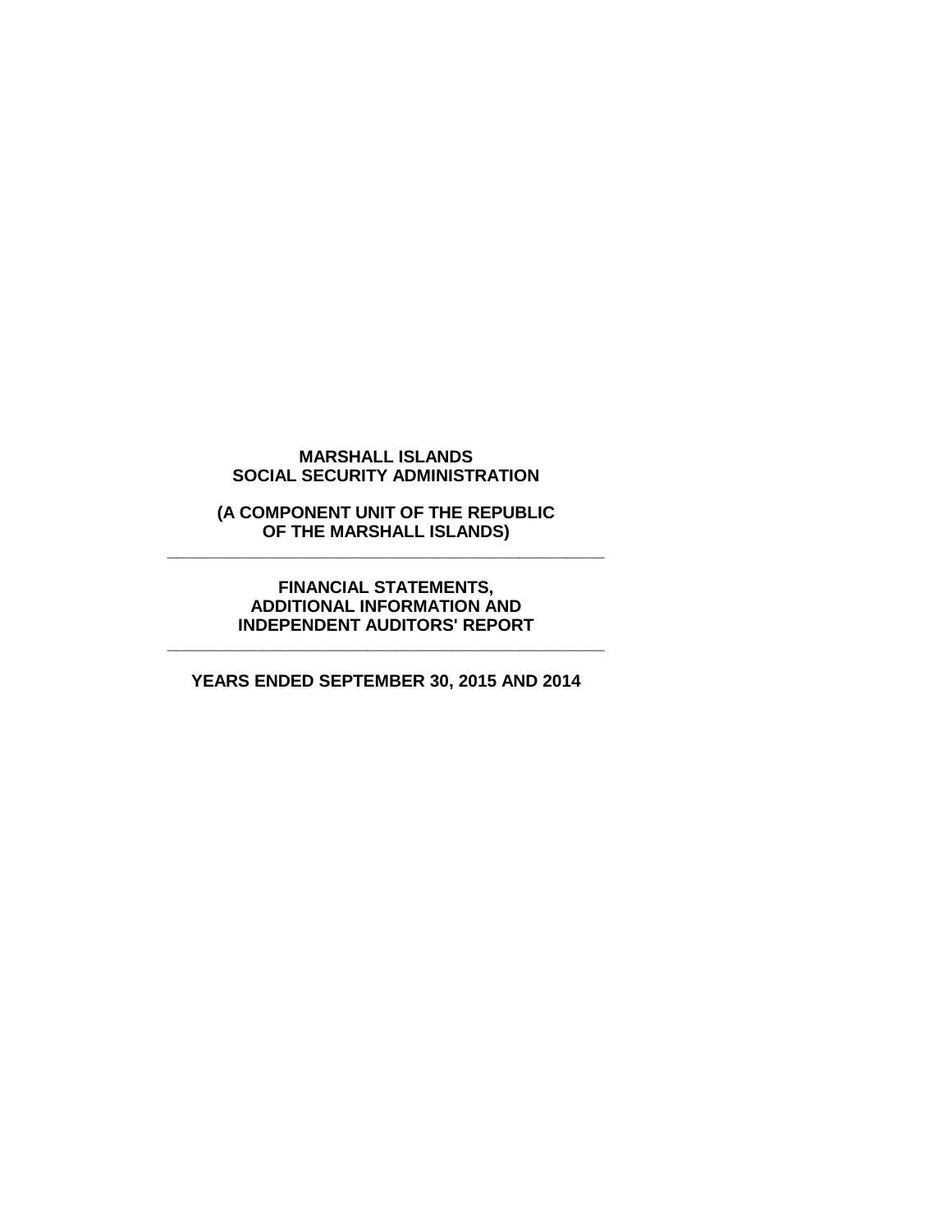# MARSHALL ISLANDS SOCIAL SECURITY ADMINISTRATION

**(A COMPONENT UNIT OF THE REPUBLIC OF THE MARSHALL ISLANDS)**

---

**FINANCIAL STATEMENTS, ADDITIONAL INFORMATION AND INDEPENDENT AUDITORS' REPORT**

---

**YEARS ENDED SEPTEMBER 30, 2015 AND 2014**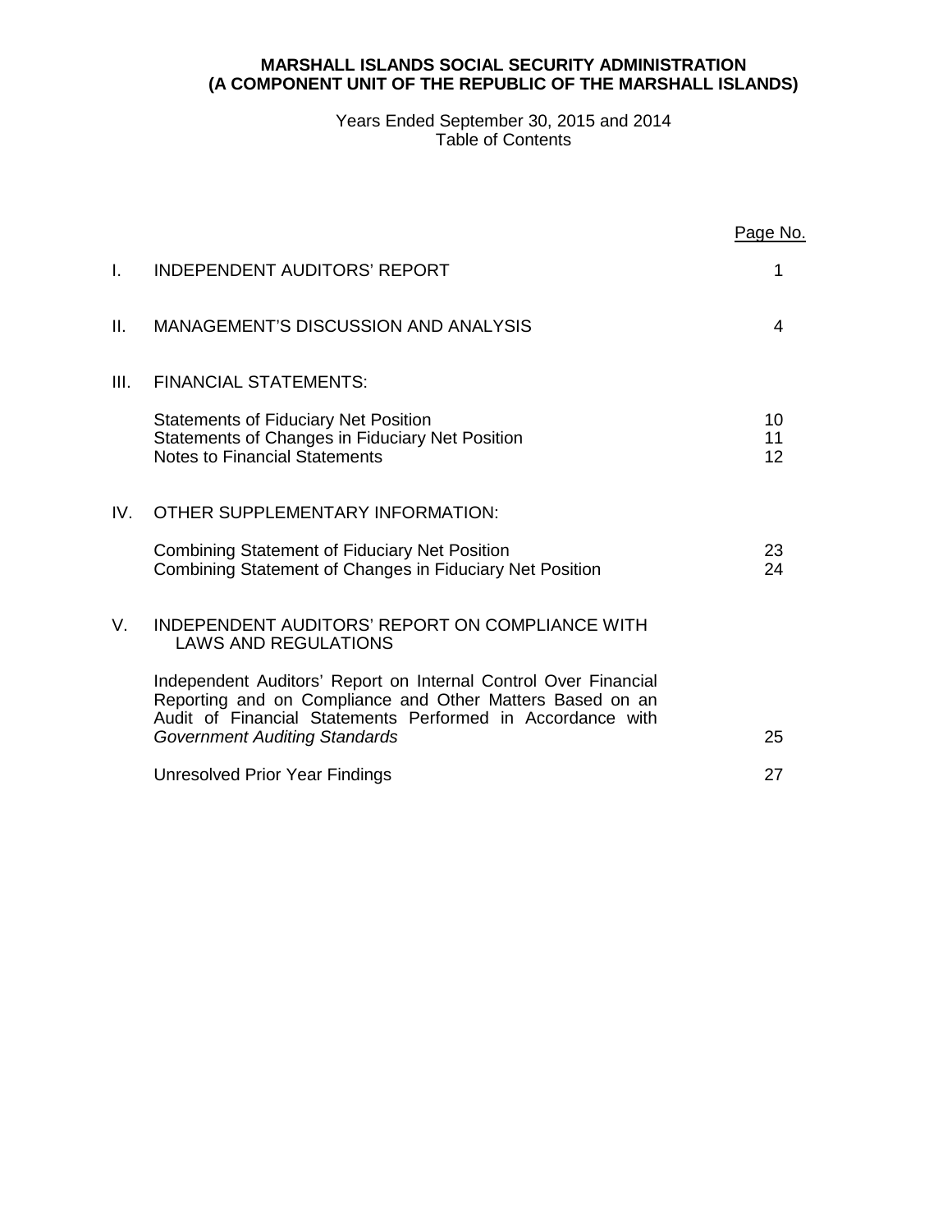**MARSHALL ISLANDS SOCIAL SECURITY ADMINISTRATION**
**(A COMPONENT UNIT OF THE REPUBLIC OF THE MARSHALL ISLANDS)**

Years Ended September 30, 2015 and 2014
Table of Contents

| | | Page No. |
|---|---|---|
| I. | INDEPENDENT AUDITORS' REPORT | 1 |
| II. | MANAGEMENT'S DISCUSSION AND ANALYSIS | 4 |
| III. | FINANCIAL STATEMENTS: | |
| | Statements of Fiduciary Net Position | 10 |
| | Statements of Changes in Fiduciary Net Position | 11 |
| | Notes to Financial Statements | 12 |
| IV. | OTHER SUPPLEMENTARY INFORMATION: | |
| | Combining Statement of Fiduciary Net Position | 23 |
| | Combining Statement of Changes in Fiduciary Net Position | 24 |
| V. | INDEPENDENT AUDITORS' REPORT ON COMPLIANCE WITH LAWS AND REGULATIONS | |
| | Independent Auditors' Report on Internal Control Over Financial Reporting and on Compliance and Other Matters Based on an Audit of Financial Statements Performed in Accordance with *Government Auditing Standards* | 25 |
| | Unresolved Prior Year Findings | 27 |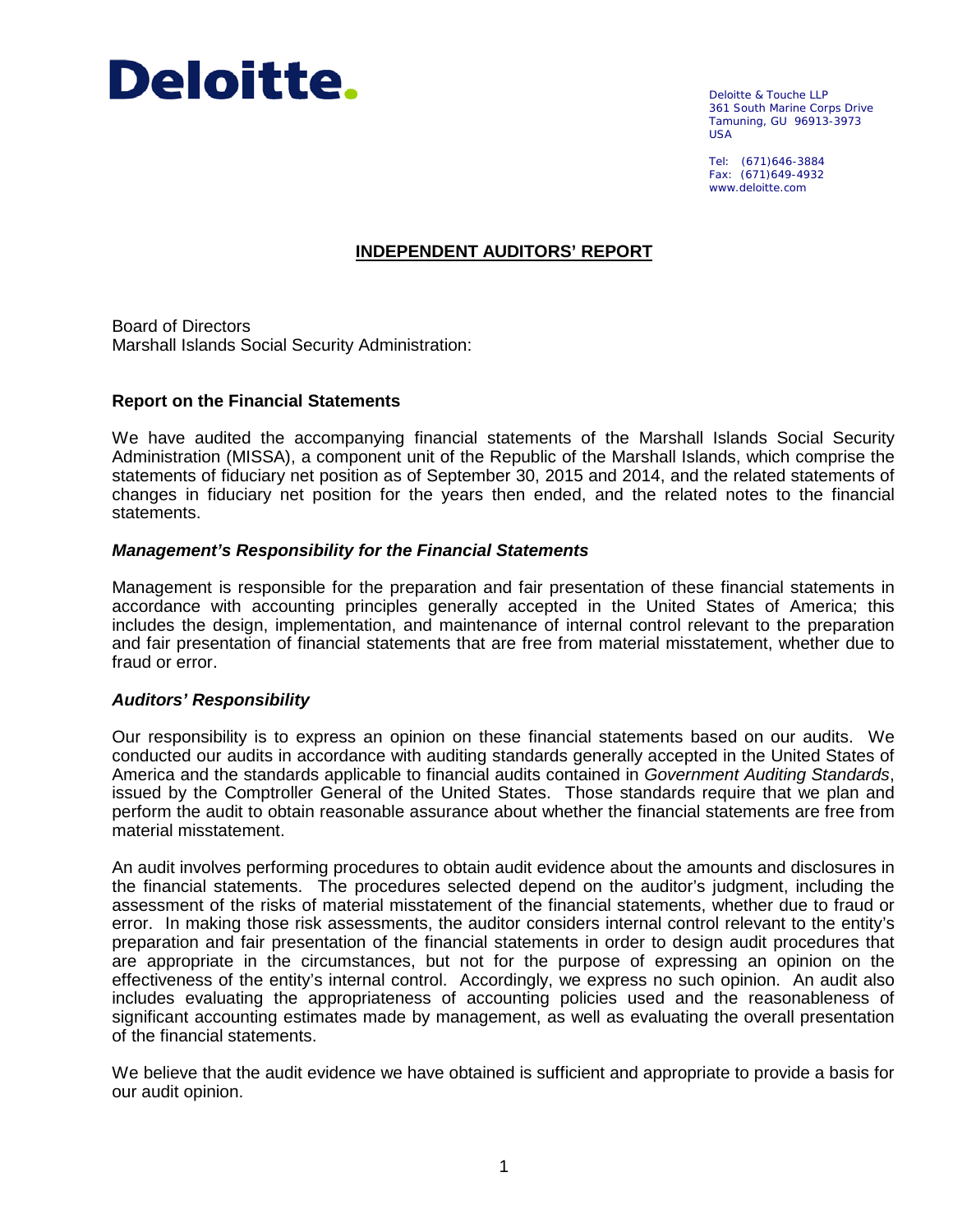Deloitte.

Deloitte & Touche LLP
361 South Marine Corps Drive
Tamuning, GU 96913-3973
USA

Tel: (671)646-3884
Fax: (671)649-4932
www.deloitte.com

# INDEPENDENT AUDITORS' REPORT

Board of Directors
Marshall Islands Social Security Administration:

## Report on the Financial Statements

We have audited the accompanying financial statements of the Marshall Islands Social Security Administration (MISSA), a component unit of the Republic of the Marshall Islands, which comprise the statements of fiduciary net position as of September 30, 2015 and 2014, and the related statements of changes in fiduciary net position for the years then ended, and the related notes to the financial statements.

### *Management's Responsibility for the Financial Statements*

Management is responsible for the preparation and fair presentation of these financial statements in accordance with accounting principles generally accepted in the United States of America; this includes the design, implementation, and maintenance of internal control relevant to the preparation and fair presentation of financial statements that are free from material misstatement, whether due to fraud or error.

### *Auditors' Responsibility*

Our responsibility is to express an opinion on these financial statements based on our audits. We conducted our audits in accordance with auditing standards generally accepted in the United States of America and the standards applicable to financial audits contained in *Government Auditing Standards*, issued by the Comptroller General of the United States. Those standards require that we plan and perform the audit to obtain reasonable assurance about whether the financial statements are free from material misstatement.

An audit involves performing procedures to obtain audit evidence about the amounts and disclosures in the financial statements. The procedures selected depend on the auditor's judgment, including the assessment of the risks of material misstatement of the financial statements, whether due to fraud or error. In making those risk assessments, the auditor considers internal control relevant to the entity's preparation and fair presentation of the financial statements in order to design audit procedures that are appropriate in the circumstances, but not for the purpose of expressing an opinion on the effectiveness of the entity's internal control. Accordingly, we express no such opinion. An audit also includes evaluating the appropriateness of accounting policies used and the reasonableness of significant accounting estimates made by management, as well as evaluating the overall presentation of the financial statements.

We believe that the audit evidence we have obtained is sufficient and appropriate to provide a basis for our audit opinion.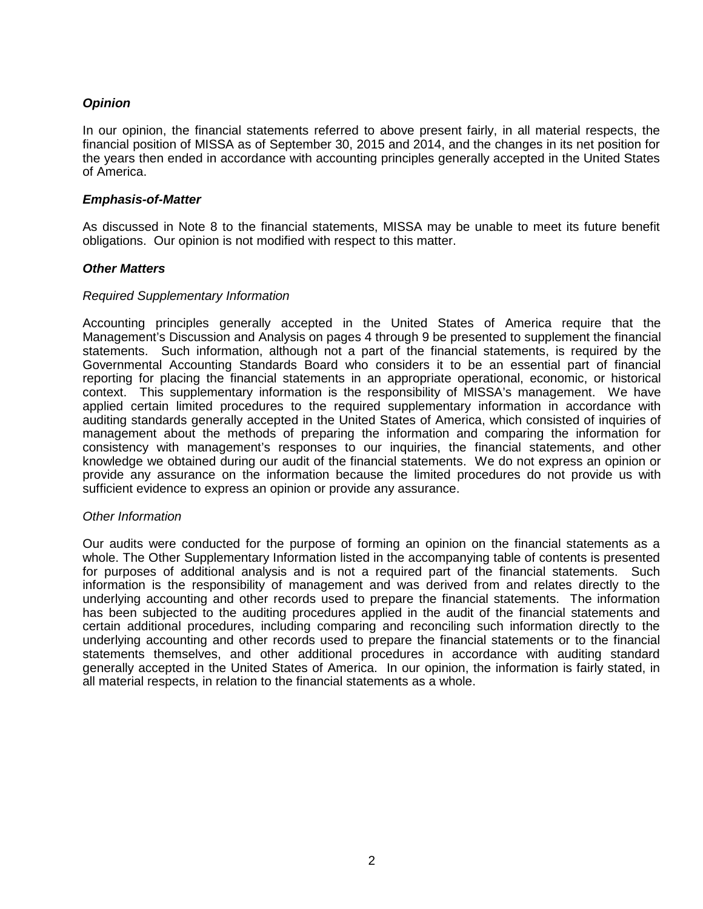### ***Opinion***

In our opinion, the financial statements referred to above present fairly, in all material respects, the financial position of MISSA as of September 30, 2015 and 2014, and the changes in its net position for the years then ended in accordance with accounting principles generally accepted in the United States of America.

### ***Emphasis-of-Matter***

As discussed in Note 8 to the financial statements, MISSA may be unable to meet its future benefit obligations. Our opinion is not modified with respect to this matter.

### ***Other Matters***

*Required Supplementary Information*

Accounting principles generally accepted in the United States of America require that the Management's Discussion and Analysis on pages 4 through 9 be presented to supplement the financial statements. Such information, although not a part of the financial statements, is required by the Governmental Accounting Standards Board who considers it to be an essential part of financial reporting for placing the financial statements in an appropriate operational, economic, or historical context. This supplementary information is the responsibility of MISSA's management. We have applied certain limited procedures to the required supplementary information in accordance with auditing standards generally accepted in the United States of America, which consisted of inquiries of management about the methods of preparing the information and comparing the information for consistency with management's responses to our inquiries, the financial statements, and other knowledge we obtained during our audit of the financial statements. We do not express an opinion or provide any assurance on the information because the limited procedures do not provide us with sufficient evidence to express an opinion or provide any assurance.

*Other Information*

Our audits were conducted for the purpose of forming an opinion on the financial statements as a whole. The Other Supplementary Information listed in the accompanying table of contents is presented for purposes of additional analysis and is not a required part of the financial statements. Such information is the responsibility of management and was derived from and relates directly to the underlying accounting and other records used to prepare the financial statements. The information has been subjected to the auditing procedures applied in the audit of the financial statements and certain additional procedures, including comparing and reconciling such information directly to the underlying accounting and other records used to prepare the financial statements or to the financial statements themselves, and other additional procedures in accordance with auditing standard generally accepted in the United States of America. In our opinion, the information is fairly stated, in all material respects, in relation to the financial statements as a whole.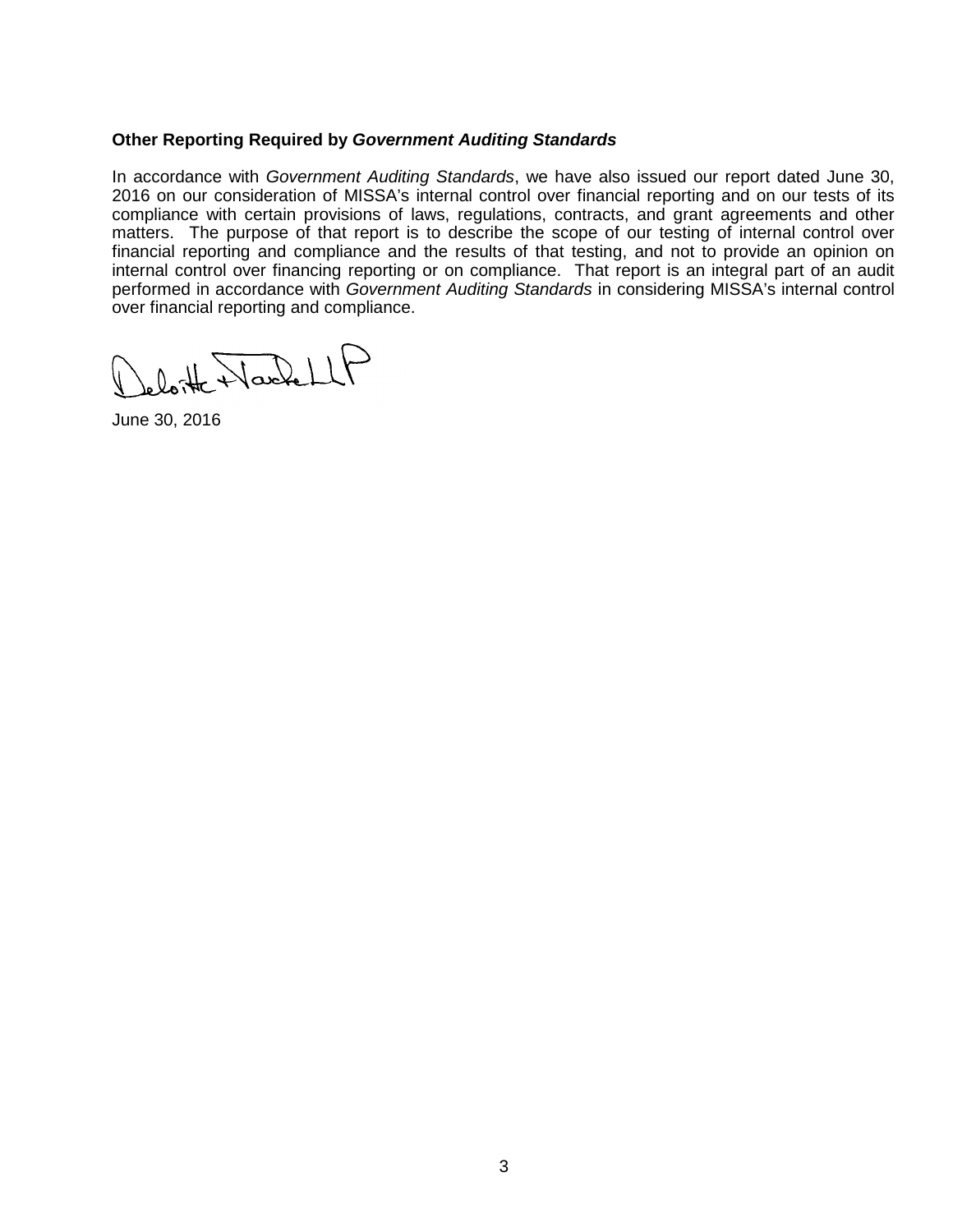**Other Reporting Required by *Government Auditing Standards***

In accordance with *Government Auditing Standards*, we have also issued our report dated June 30, 2016 on our consideration of MISSA's internal control over financial reporting and on our tests of its compliance with certain provisions of laws, regulations, contracts, and grant agreements and other matters. The purpose of that report is to describe the scope of our testing of internal control over financial reporting and compliance and the results of that testing, and not to provide an opinion on internal control over financing reporting or on compliance. That report is an integral part of an audit performed in accordance with *Government Auditing Standards* in considering MISSA's internal control over financial reporting and compliance.

Deloitte & Touche LLP

June 30, 2016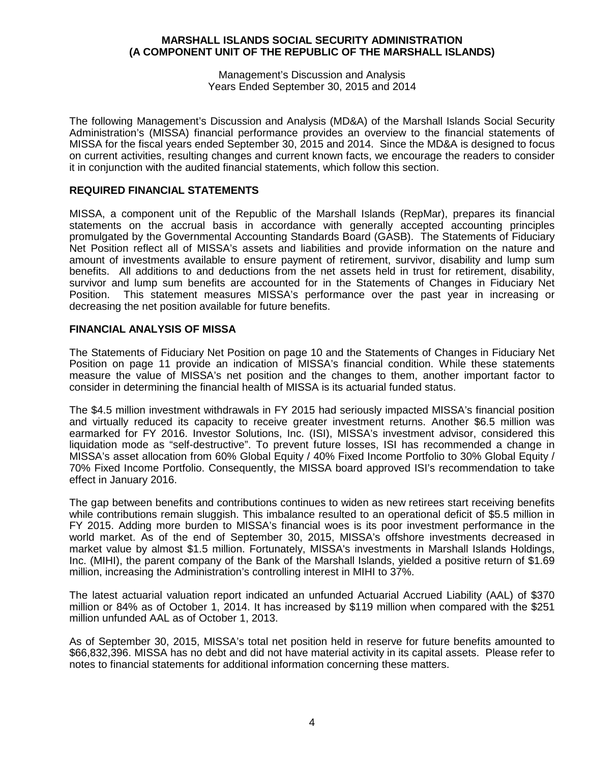**MARSHALL ISLANDS SOCIAL SECURITY ADMINISTRATION**
**(A COMPONENT UNIT OF THE REPUBLIC OF THE MARSHALL ISLANDS)**

Management's Discussion and Analysis
Years Ended September 30, 2015 and 2014

The following Management's Discussion and Analysis (MD&A) of the Marshall Islands Social Security Administration's (MISSA) financial performance provides an overview to the financial statements of MISSA for the fiscal years ended September 30, 2015 and 2014. Since the MD&A is designed to focus on current activities, resulting changes and current known facts, we encourage the readers to consider it in conjunction with the audited financial statements, which follow this section.

## REQUIRED FINANCIAL STATEMENTS

MISSA, a component unit of the Republic of the Marshall Islands (RepMar), prepares its financial statements on the accrual basis in accordance with generally accepted accounting principles promulgated by the Governmental Accounting Standards Board (GASB). The Statements of Fiduciary Net Position reflect all of MISSA's assets and liabilities and provide information on the nature and amount of investments available to ensure payment of retirement, survivor, disability and lump sum benefits. All additions to and deductions from the net assets held in trust for retirement, disability, survivor and lump sum benefits are accounted for in the Statements of Changes in Fiduciary Net Position. This statement measures MISSA's performance over the past year in increasing or decreasing the net position available for future benefits.

## FINANCIAL ANALYSIS OF MISSA

The Statements of Fiduciary Net Position on page 10 and the Statements of Changes in Fiduciary Net Position on page 11 provide an indication of MISSA's financial condition. While these statements measure the value of MISSA's net position and the changes to them, another important factor to consider in determining the financial health of MISSA is its actuarial funded status.

The $4.5 million investment withdrawals in FY 2015 had seriously impacted MISSA's financial position and virtually reduced its capacity to receive greater investment returns. Another $6.5 million was earmarked for FY 2016. Investor Solutions, Inc. (ISI), MISSA's investment advisor, considered this liquidation mode as "self-destructive". To prevent future losses, ISI has recommended a change in MISSA's asset allocation from 60% Global Equity / 40% Fixed Income Portfolio to 30% Global Equity / 70% Fixed Income Portfolio. Consequently, the MISSA board approved ISI's recommendation to take effect in January 2016.

The gap between benefits and contributions continues to widen as new retirees start receiving benefits while contributions remain sluggish. This imbalance resulted to an operational deficit of $5.5 million in FY 2015. Adding more burden to MISSA's financial woes is its poor investment performance in the world market. As of the end of September 30, 2015, MISSA's offshore investments decreased in market value by almost $1.5 million. Fortunately, MISSA's investments in Marshall Islands Holdings, Inc. (MIHI), the parent company of the Bank of the Marshall Islands, yielded a positive return of $1.69 million, increasing the Administration's controlling interest in MIHI to 37%.

The latest actuarial valuation report indicated an unfunded Actuarial Accrued Liability (AAL) of $370 million or 84% as of October 1, 2014. It has increased by $119 million when compared with the $251 million unfunded AAL as of October 1, 2013.

As of September 30, 2015, MISSA's total net position held in reserve for future benefits amounted to $66,832,396. MISSA has no debt and did not have material activity in its capital assets. Please refer to notes to financial statements for additional information concerning these matters.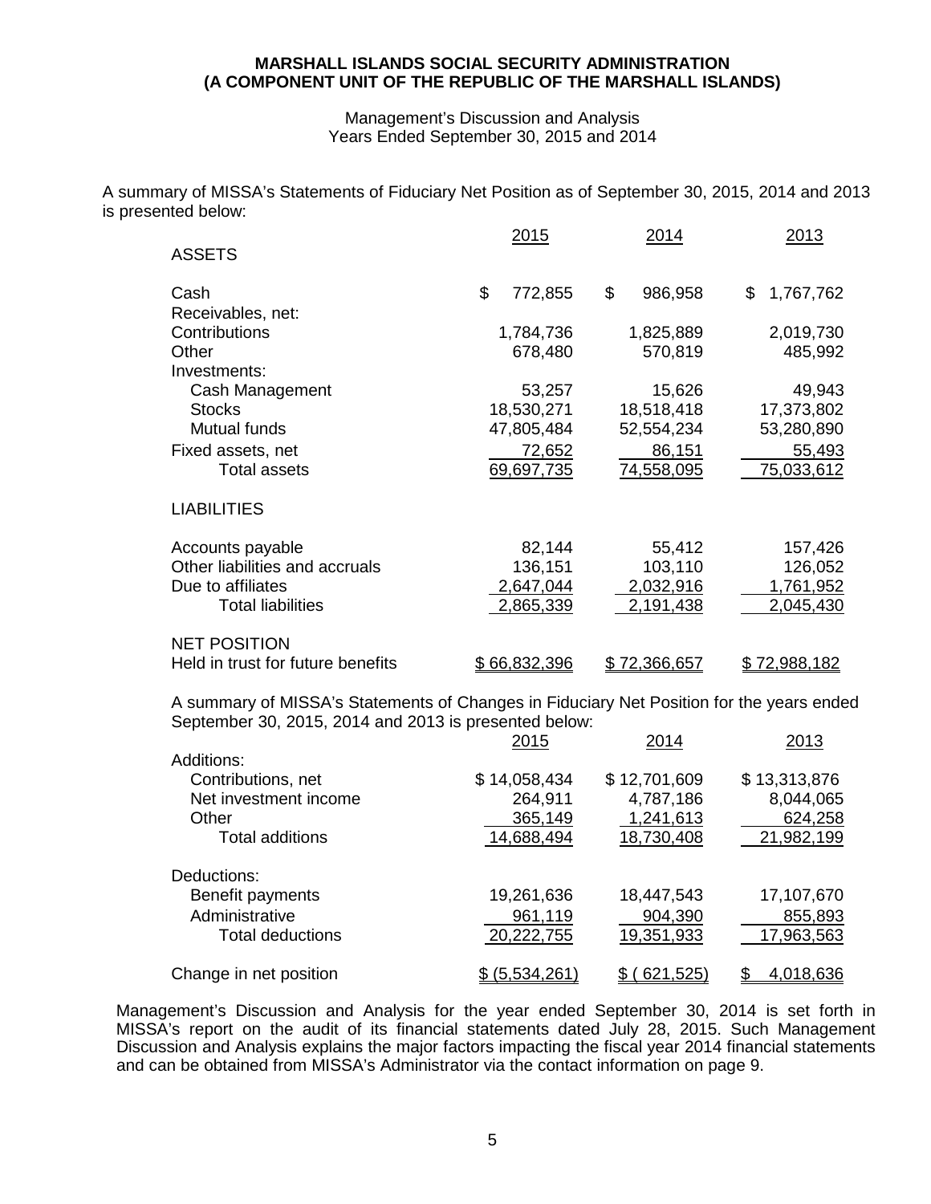# MARSHALL ISLANDS SOCIAL SECURITY ADMINISTRATION
## (A COMPONENT UNIT OF THE REPUBLIC OF THE MARSHALL ISLANDS)

Management's Discussion and Analysis
Years Ended September 30, 2015 and 2014

A summary of MISSA's Statements of Fiduciary Net Position as of September 30, 2015, 2014 and 2013 is presented below:

| | 2015 | 2014 | 2013 |
|---|---|---|---|
| ASSETS | | | |
| Cash | $ 772,855 | $ 986,958 | $ 1,767,762 |
| Receivables, net: | | | |
| Contributions | 1,784,736 | 1,825,889 | 2,019,730 |
| Other | 678,480 | 570,819 | 485,992 |
| Investments: | | | |
| Cash Management | 53,257 | 15,626 | 49,943 |
| Stocks | 18,530,271 | 18,518,418 | 17,373,802 |
| Mutual funds | 47,805,484 | 52,554,234 | 53,280,890 |
| Fixed assets, net | 72,652 | 86,151 | 55,493 |
| Total assets | 69,697,735 | 74,558,095 | 75,033,612 |
| LIABILITIES | | | |
| Accounts payable | 82,144 | 55,412 | 157,426 |
| Other liabilities and accruals | 136,151 | 103,110 | 126,052 |
| Due to affiliates | 2,647,044 | 2,032,916 | 1,761,952 |
| Total liabilities | 2,865,339 | 2,191,438 | 2,045,430 |
| NET POSITION | | | |
| Held in trust for future benefits | $ 66,832,396 | $ 72,366,657 | $ 72,988,182 |

A summary of MISSA's Statements of Changes in Fiduciary Net Position for the years ended September 30, 2015, 2014 and 2013 is presented below:

| | 2015 | 2014 | 2013 |
|---|---|---|---|
| Additions: | | | |
| Contributions, net | $ 14,058,434 | $ 12,701,609 | $ 13,313,876 |
| Net investment income | 264,911 | 4,787,186 | 8,044,065 |
| Other | 365,149 | 1,241,613 | 624,258 |
| Total additions | 14,688,494 | 18,730,408 | 21,982,199 |
| Deductions: | | | |
| Benefit payments | 19,261,636 | 18,447,543 | 17,107,670 |
| Administrative | 961,119 | 904,390 | 855,893 |
| Total deductions | 20,222,755 | 19,351,933 | 17,963,563 |
| Change in net position | $ (5,534,261) | $ ( 621,525) | $ 4,018,636 |

Management's Discussion and Analysis for the year ended September 30, 2014 is set forth in MISSA's report on the audit of its financial statements dated July 28, 2015. Such Management Discussion and Analysis explains the major factors impacting the fiscal year 2014 financial statements and can be obtained from MISSA's Administrator via the contact information on page 9.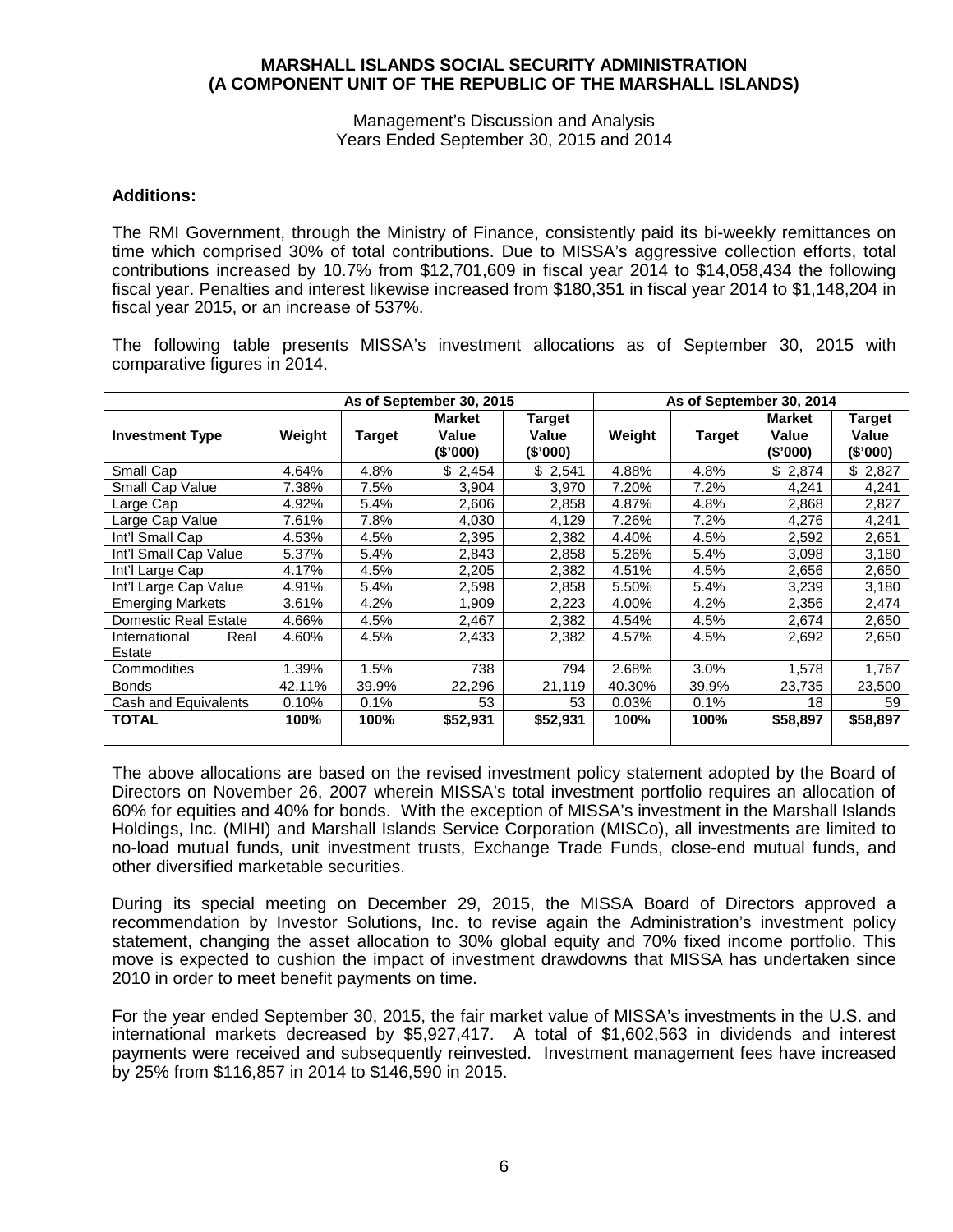MARSHALL ISLANDS SOCIAL SECURITY ADMINISTRATION
(A COMPONENT UNIT OF THE REPUBLIC OF THE MARSHALL ISLANDS)

Management's Discussion and Analysis
Years Ended September 30, 2015 and 2014

**Additions:**

The RMI Government, through the Ministry of Finance, consistently paid its bi-weekly remittances on time which comprised 30% of total contributions. Due to MISSA's aggressive collection efforts, total contributions increased by 10.7% from $12,701,609 in fiscal year 2014 to $14,058,434 the following fiscal year. Penalties and interest likewise increased from $180,351 in fiscal year 2014 to $1,148,204 in fiscal year 2015, or an increase of 537%.

The following table presents MISSA's investment allocations as of September 30, 2015 with comparative figures in 2014.

| | As of September 30, 2015 | | | | As of September 30, 2014 | | | |
|---|---|---|---|---|---|---|---|---|
| **Investment Type** | **Weight** | **Target** | **Market Value ($'000)** | **Target Value ($'000)** | **Weight** | **Target** | **Market Value ($'000)** | **Target Value ($'000)** |
| Small Cap | 4.64% | 4.8% | $ 2,454 | $ 2,541 | 4.88% | 4.8% | $ 2,874 | $ 2,827 |
| Small Cap Value | 7.38% | 7.5% | 3,904 | 3,970 | 7.20% | 7.2% | 4,241 | 4,241 |
| Large Cap | 4.92% | 5.4% | 2,606 | 2,858 | 4.87% | 4.8% | 2,868 | 2,827 |
| Large Cap Value | 7.61% | 7.8% | 4,030 | 4,129 | 7.26% | 7.2% | 4,276 | 4,241 |
| Int'l Small Cap | 4.53% | 4.5% | 2,395 | 2,382 | 4.40% | 4.5% | 2,592 | 2,651 |
| Int'l Small Cap Value | 5.37% | 5.4% | 2,843 | 2,858 | 5.26% | 5.4% | 3,098 | 3,180 |
| Int'l Large Cap | 4.17% | 4.5% | 2,205 | 2,382 | 4.51% | 4.5% | 2,656 | 2,650 |
| Int'l Large Cap Value | 4.91% | 5.4% | 2,598 | 2,858 | 5.50% | 5.4% | 3,239 | 3,180 |
| Emerging Markets | 3.61% | 4.2% | 1,909 | 2,223 | 4.00% | 4.2% | 2,356 | 2,474 |
| Domestic Real Estate | 4.66% | 4.5% | 2,467 | 2,382 | 4.54% | 4.5% | 2,674 | 2,650 |
| International Real Estate | 4.60% | 4.5% | 2,433 | 2,382 | 4.57% | 4.5% | 2,692 | 2,650 |
| Commodities | 1.39% | 1.5% | 738 | 794 | 2.68% | 3.0% | 1,578 | 1,767 |
| Bonds | 42.11% | 39.9% | 22,296 | 21,119 | 40.30% | 39.9% | 23,735 | 23,500 |
| Cash and Equivalents | 0.10% | 0.1% | 53 | 53 | 0.03% | 0.1% | 18 | 59 |
| **TOTAL** | **100%** | **100%** | **$52,931** | **$52,931** | **100%** | **100%** | **$58,897** | **$58,897** |

The above allocations are based on the revised investment policy statement adopted by the Board of Directors on November 26, 2007 wherein MISSA's total investment portfolio requires an allocation of 60% for equities and 40% for bonds. With the exception of MISSA's investment in the Marshall Islands Holdings, Inc. (MIHI) and Marshall Islands Service Corporation (MISCo), all investments are limited to no-load mutual funds, unit investment trusts, Exchange Trade Funds, close-end mutual funds, and other diversified marketable securities.

During its special meeting on December 29, 2015, the MISSA Board of Directors approved a recommendation by Investor Solutions, Inc. to revise again the Administration's investment policy statement, changing the asset allocation to 30% global equity and 70% fixed income portfolio. This move is expected to cushion the impact of investment drawdowns that MISSA has undertaken since 2010 in order to meet benefit payments on time.

For the year ended September 30, 2015, the fair market value of MISSA's investments in the U.S. and international markets decreased by $5,927,417. A total of $1,602,563 in dividends and interest payments were received and subsequently reinvested. Investment management fees have increased by 25% from $116,857 in 2014 to $146,590 in 2015.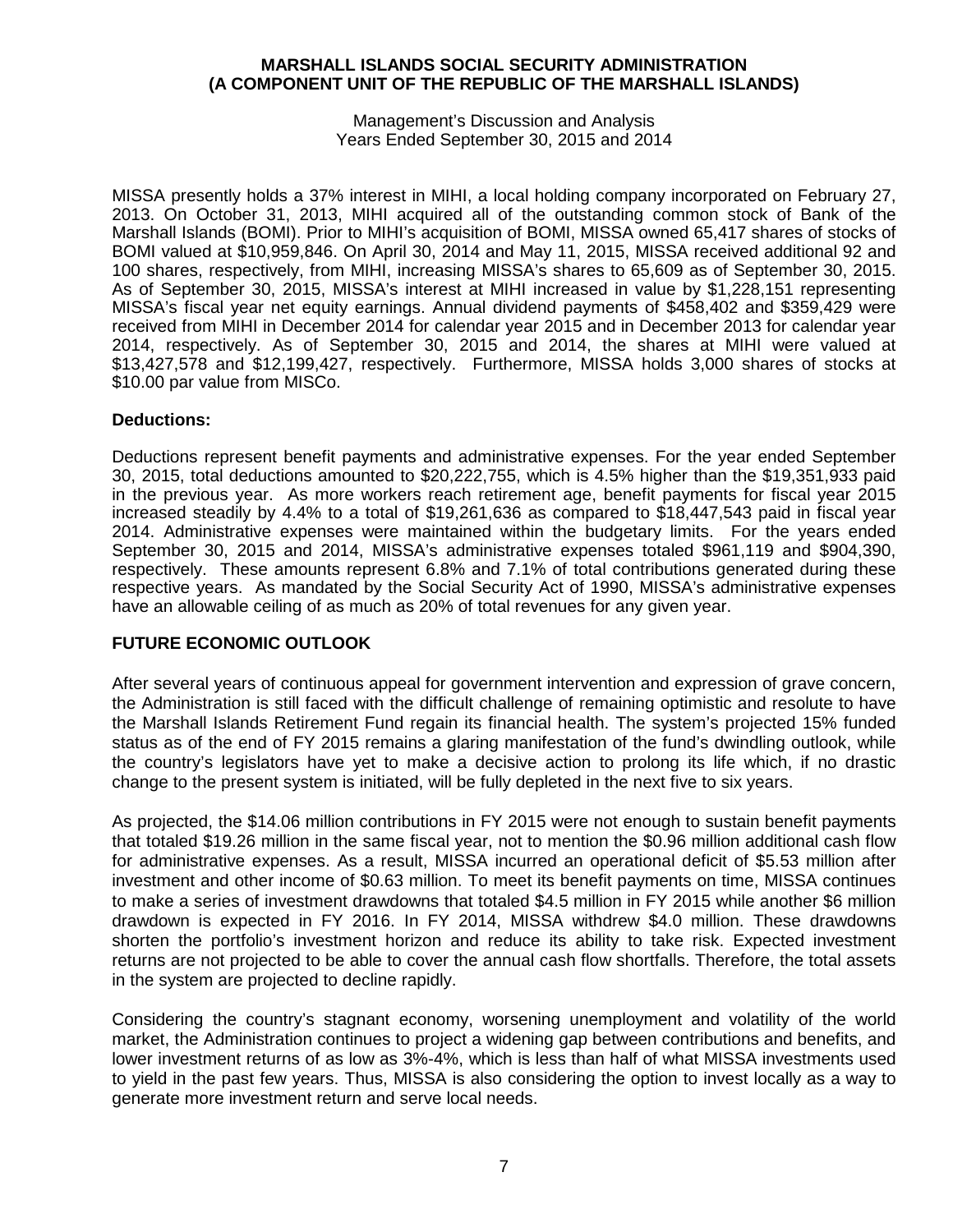MISSA presently holds a 37% interest in MIHI, a local holding company incorporated on February 27, 2013. On October 31, 2013, MIHI acquired all of the outstanding common stock of Bank of the Marshall Islands (BOMI). Prior to MIHI's acquisition of BOMI, MISSA owned 65,417 shares of stocks of BOMI valued at $10,959,846. On April 30, 2014 and May 11, 2015, MISSA received additional 92 and 100 shares, respectively, from MIHI, increasing MISSA's shares to 65,609 as of September 30, 2015. As of September 30, 2015, MISSA's interest at MIHI increased in value by $1,228,151 representing MISSA's fiscal year net equity earnings. Annual dividend payments of $458,402 and $359,429 were received from MIHI in December 2014 for calendar year 2015 and in December 2013 for calendar year 2014, respectively. As of September 30, 2015 and 2014, the shares at MIHI were valued at $13,427,578 and $12,199,427, respectively. Furthermore, MISSA holds 3,000 shares of stocks at $10.00 par value from MISCo.

**Deductions:**

Deductions represent benefit payments and administrative expenses. For the year ended September 30, 2015, total deductions amounted to $20,222,755, which is 4.5% higher than the $19,351,933 paid in the previous year. As more workers reach retirement age, benefit payments for fiscal year 2015 increased steadily by 4.4% to a total of $19,261,636 as compared to $18,447,543 paid in fiscal year 2014. Administrative expenses were maintained within the budgetary limits. For the years ended September 30, 2015 and 2014, MISSA's administrative expenses totaled $961,119 and $904,390, respectively. These amounts represent 6.8% and 7.1% of total contributions generated during these respective years. As mandated by the Social Security Act of 1990, MISSA's administrative expenses have an allowable ceiling of as much as 20% of total revenues for any given year.

## FUTURE ECONOMIC OUTLOOK

After several years of continuous appeal for government intervention and expression of grave concern, the Administration is still faced with the difficult challenge of remaining optimistic and resolute to have the Marshall Islands Retirement Fund regain its financial health. The system's projected 15% funded status as of the end of FY 2015 remains a glaring manifestation of the fund's dwindling outlook, while the country's legislators have yet to make a decisive action to prolong its life which, if no drastic change to the present system is initiated, will be fully depleted in the next five to six years.

As projected, the $14.06 million contributions in FY 2015 were not enough to sustain benefit payments that totaled $19.26 million in the same fiscal year, not to mention the $0.96 million additional cash flow for administrative expenses. As a result, MISSA incurred an operational deficit of $5.53 million after investment and other income of $0.63 million. To meet its benefit payments on time, MISSA continues to make a series of investment drawdowns that totaled $4.5 million in FY 2015 while another $6 million drawdown is expected in FY 2016. In FY 2014, MISSA withdrew $4.0 million. These drawdowns shorten the portfolio's investment horizon and reduce its ability to take risk. Expected investment returns are not projected to be able to cover the annual cash flow shortfalls. Therefore, the total assets in the system are projected to decline rapidly.

Considering the country's stagnant economy, worsening unemployment and volatility of the world market, the Administration continues to project a widening gap between contributions and benefits, and lower investment returns of as low as 3%-4%, which is less than half of what MISSA investments used to yield in the past few years. Thus, MISSA is also considering the option to invest locally as a way to generate more investment return and serve local needs.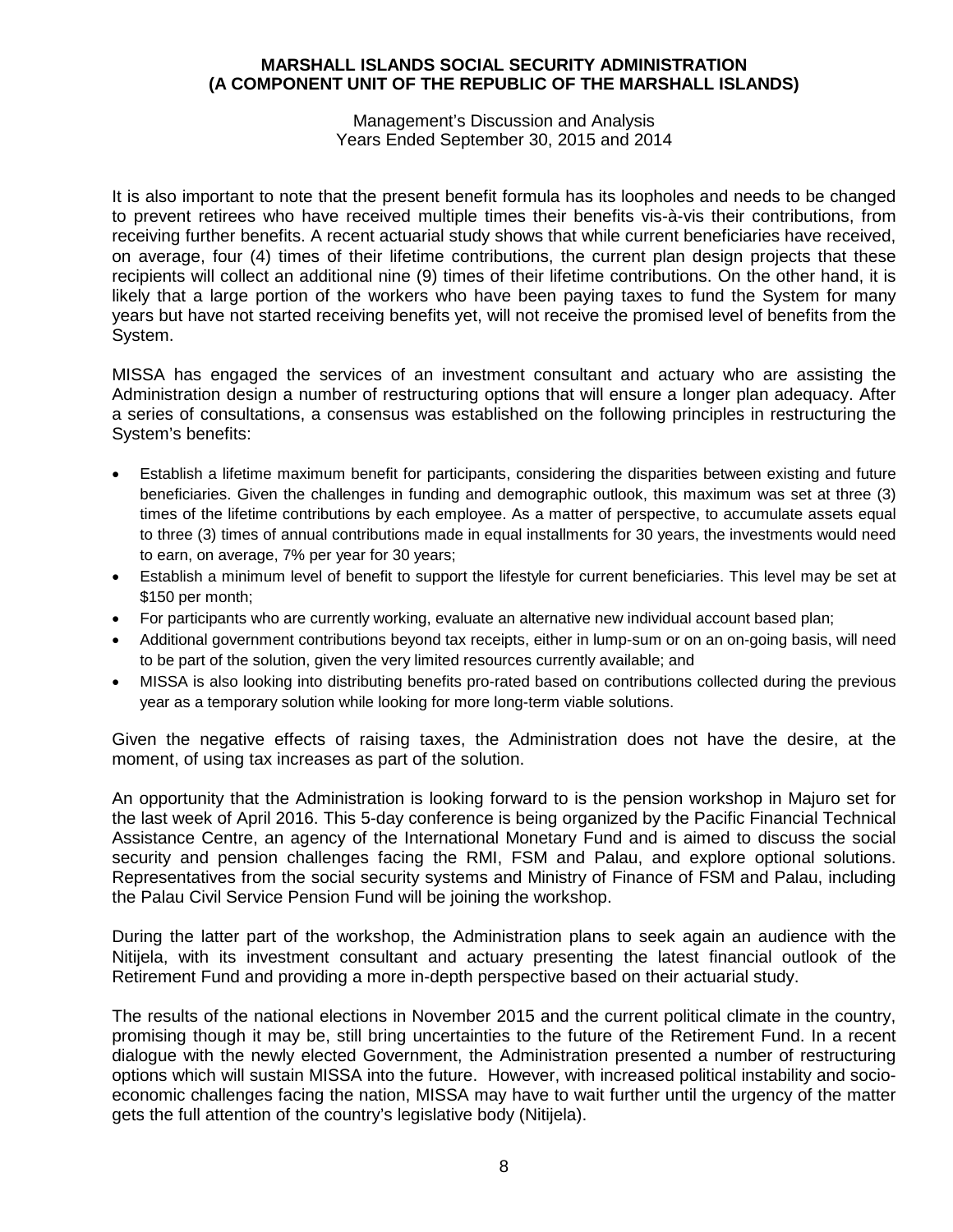It is also important to note that the present benefit formula has its loopholes and needs to be changed to prevent retirees who have received multiple times their benefits vis-à-vis their contributions, from receiving further benefits. A recent actuarial study shows that while current beneficiaries have received, on average, four (4) times of their lifetime contributions, the current plan design projects that these recipients will collect an additional nine (9) times of their lifetime contributions. On the other hand, it is likely that a large portion of the workers who have been paying taxes to fund the System for many years but have not started receiving benefits yet, will not receive the promised level of benefits from the System.

MISSA has engaged the services of an investment consultant and actuary who are assisting the Administration design a number of restructuring options that will ensure a longer plan adequacy. After a series of consultations, a consensus was established on the following principles in restructuring the System's benefits:

- Establish a lifetime maximum benefit for participants, considering the disparities between existing and future beneficiaries. Given the challenges in funding and demographic outlook, this maximum was set at three (3) times of the lifetime contributions by each employee. As a matter of perspective, to accumulate assets equal to three (3) times of annual contributions made in equal installments for 30 years, the investments would need to earn, on average, 7% per year for 30 years;
- Establish a minimum level of benefit to support the lifestyle for current beneficiaries. This level may be set at $150 per month;
- For participants who are currently working, evaluate an alternative new individual account based plan;
- Additional government contributions beyond tax receipts, either in lump-sum or on an on-going basis, will need to be part of the solution, given the very limited resources currently available; and
- MISSA is also looking into distributing benefits pro-rated based on contributions collected during the previous year as a temporary solution while looking for more long-term viable solutions.

Given the negative effects of raising taxes, the Administration does not have the desire, at the moment, of using tax increases as part of the solution.

An opportunity that the Administration is looking forward to is the pension workshop in Majuro set for the last week of April 2016. This 5-day conference is being organized by the Pacific Financial Technical Assistance Centre, an agency of the International Monetary Fund and is aimed to discuss the social security and pension challenges facing the RMI, FSM and Palau, and explore optional solutions. Representatives from the social security systems and Ministry of Finance of FSM and Palau, including the Palau Civil Service Pension Fund will be joining the workshop.

During the latter part of the workshop, the Administration plans to seek again an audience with the Nitijela, with its investment consultant and actuary presenting the latest financial outlook of the Retirement Fund and providing a more in-depth perspective based on their actuarial study.

The results of the national elections in November 2015 and the current political climate in the country, promising though it may be, still bring uncertainties to the future of the Retirement Fund. In a recent dialogue with the newly elected Government, the Administration presented a number of restructuring options which will sustain MISSA into the future. However, with increased political instability and socio-economic challenges facing the nation, MISSA may have to wait further until the urgency of the matter gets the full attention of the country's legislative body (Nitijela).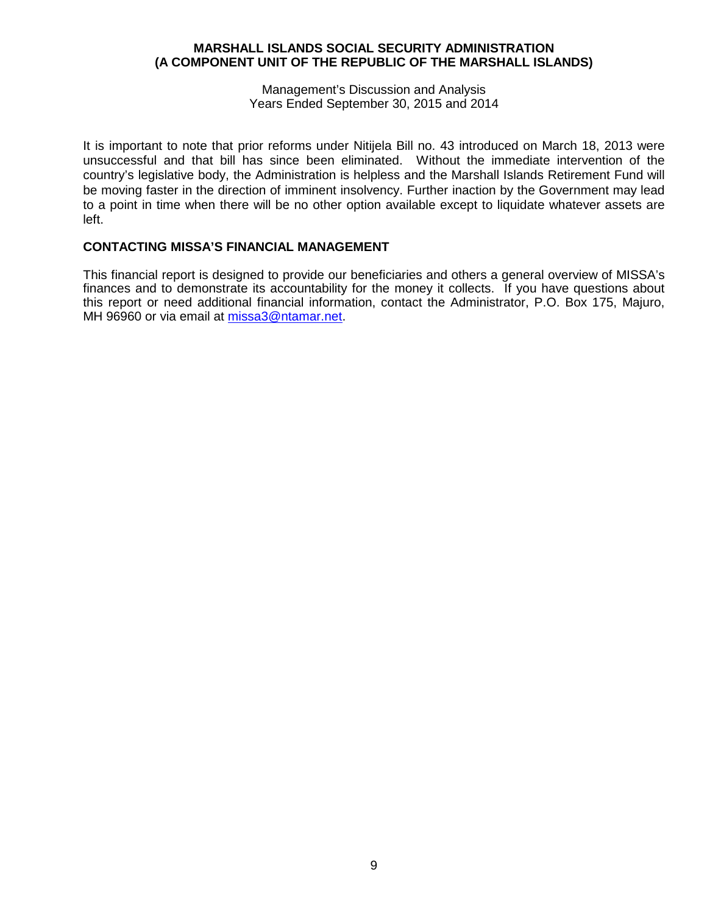It is important to note that prior reforms under Nitijela Bill no. 43 introduced on March 18, 2013 were unsuccessful and that bill has since been eliminated. Without the immediate intervention of the country's legislative body, the Administration is helpless and the Marshall Islands Retirement Fund will be moving faster in the direction of imminent insolvency. Further inaction by the Government may lead to a point in time when there will be no other option available except to liquidate whatever assets are left.

## CONTACTING MISSA'S FINANCIAL MANAGEMENT

This financial report is designed to provide our beneficiaries and others a general overview of MISSA's finances and to demonstrate its accountability for the money it collects. If you have questions about this report or need additional financial information, contact the Administrator, P.O. Box 175, Majuro, MH 96960 or via email at missa3@ntamar.net.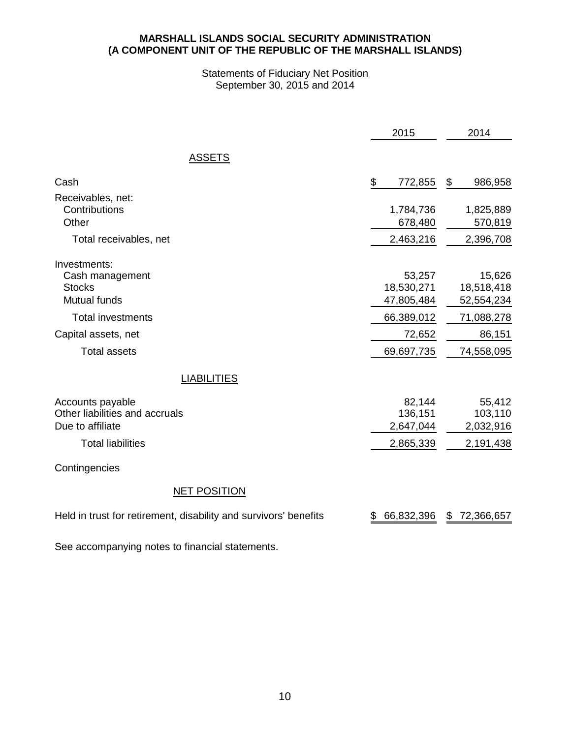**MARSHALL ISLANDS SOCIAL SECURITY ADMINISTRATION**
**(A COMPONENT UNIT OF THE REPUBLIC OF THE MARSHALL ISLANDS)**

Statements of Fiduciary Net Position
September 30, 2015 and 2014

| | 2015 | 2014 |
|---|---|---|
| ASSETS | | |
| Cash | $ 772,855 | $ 986,958 |
| Receivables, net: | | |
| Contributions | 1,784,736 | 1,825,889 |
| Other | 678,480 | 570,819 |
| Total receivables, net | 2,463,216 | 2,396,708 |
| Investments: | | |
| Cash management | 53,257 | 15,626 |
| Stocks | 18,530,271 | 18,518,418 |
| Mutual funds | 47,805,484 | 52,554,234 |
| Total investments | 66,389,012 | 71,088,278 |
| Capital assets, net | 72,652 | 86,151 |
| Total assets | 69,697,735 | 74,558,095 |
| LIABILITIES | | |
| Accounts payable | 82,144 | 55,412 |
| Other liabilities and accruals | 136,151 | 103,110 |
| Due to affiliate | 2,647,044 | 2,032,916 |
| Total liabilities | 2,865,339 | 2,191,438 |
| Contingencies | | |
| NET POSITION | | |
| Held in trust for retirement, disability and survivors' benefits | $ 66,832,396 | $ 72,366,657 |

See accompanying notes to financial statements.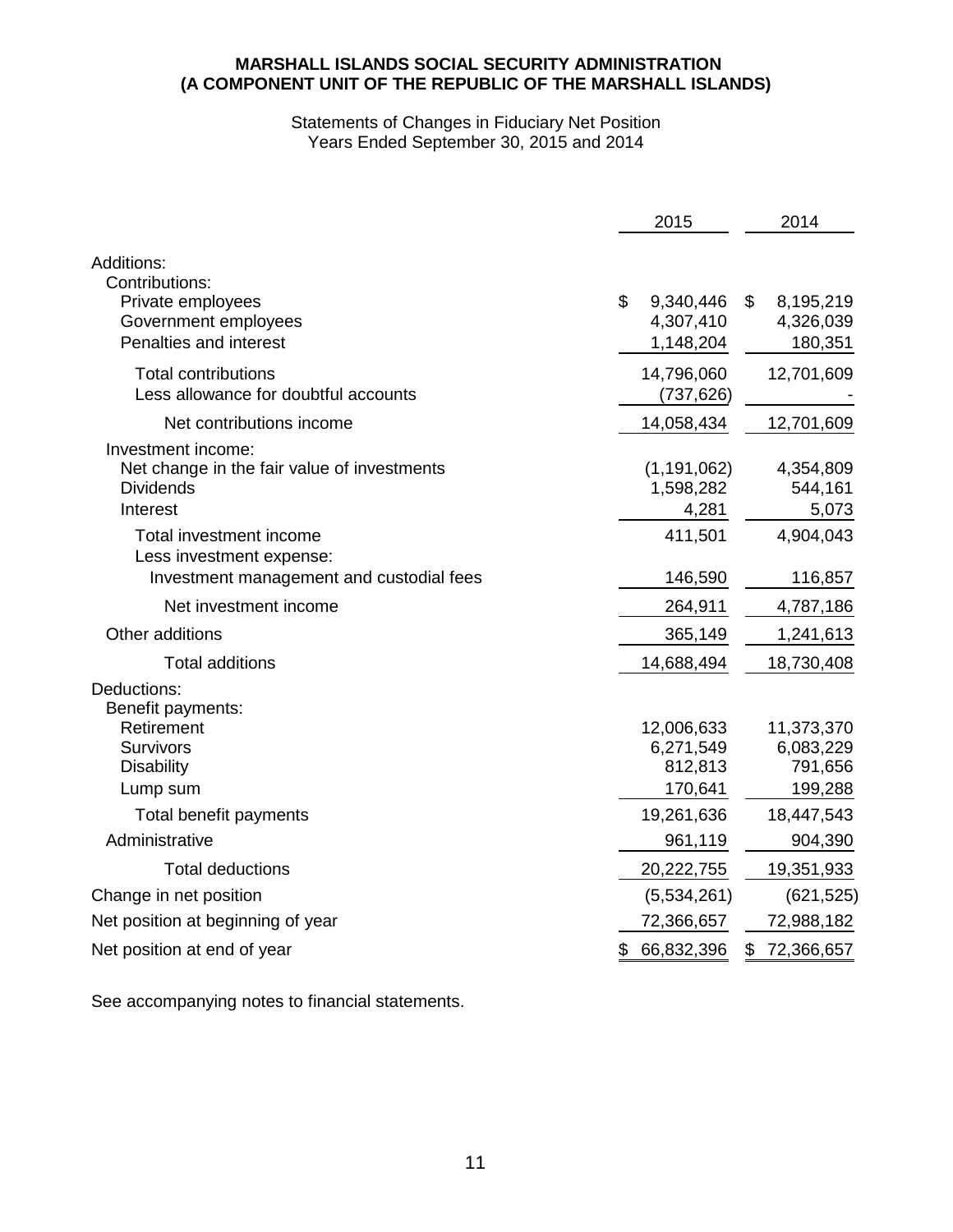**MARSHALL ISLANDS SOCIAL SECURITY ADMINISTRATION**
**(A COMPONENT UNIT OF THE REPUBLIC OF THE MARSHALL ISLANDS)**

Statements of Changes in Fiduciary Net Position
Years Ended September 30, 2015 and 2014

| | 2015 | 2014 |
|---|---|---|
| Additions: | | |
| Contributions: | | |
| Private employees | $ 9,340,446 | $ 8,195,219 |
| Government employees | 4,307,410 | 4,326,039 |
| Penalties and interest | 1,148,204 | 180,351 |
| Total contributions | 14,796,060 | 12,701,609 |
| Less allowance for doubtful accounts | (737,626) | - |
| Net contributions income | 14,058,434 | 12,701,609 |
| Investment income: | | |
| Net change in the fair value of investments | (1,191,062) | 4,354,809 |
| Dividends | 1,598,282 | 544,161 |
| Interest | 4,281 | 5,073 |
| Total investment income | 411,501 | 4,904,043 |
| Less investment expense: | | |
| Investment management and custodial fees | 146,590 | 116,857 |
| Net investment income | 264,911 | 4,787,186 |
| Other additions | 365,149 | 1,241,613 |
| Total additions | 14,688,494 | 18,730,408 |
| Deductions: | | |
| Benefit payments: | | |
| Retirement | 12,006,633 | 11,373,370 |
| Survivors | 6,271,549 | 6,083,229 |
| Disability | 812,813 | 791,656 |
| Lump sum | 170,641 | 199,288 |
| Total benefit payments | 19,261,636 | 18,447,543 |
| Administrative | 961,119 | 904,390 |
| Total deductions | 20,222,755 | 19,351,933 |
| Change in net position | (5,534,261) | (621,525) |
| Net position at beginning of year | 72,366,657 | 72,988,182 |
| Net position at end of year | $ 66,832,396 | $ 72,366,657 |

See accompanying notes to financial statements.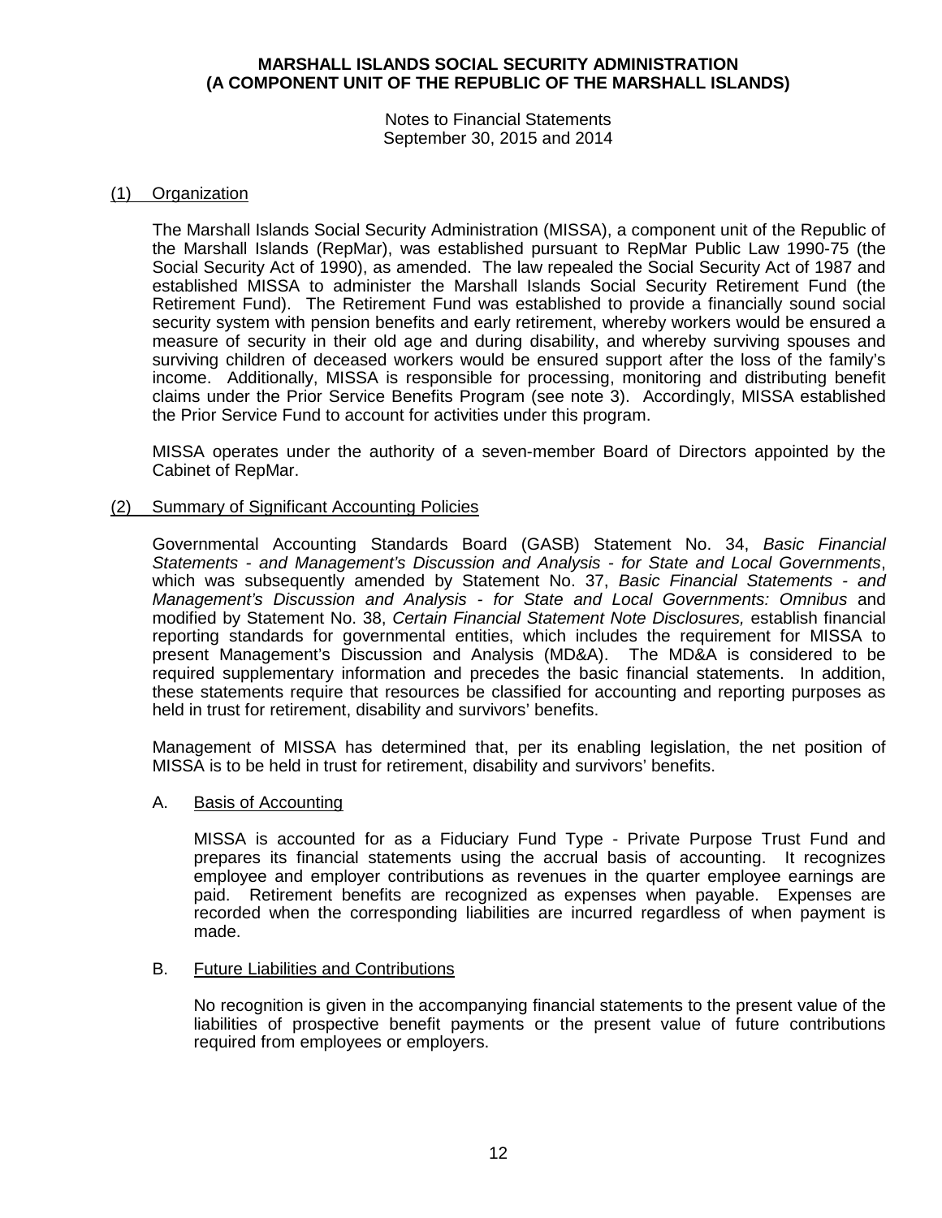**MARSHALL ISLANDS SOCIAL SECURITY ADMINISTRATION**
**(A COMPONENT UNIT OF THE REPUBLIC OF THE MARSHALL ISLANDS)**

Notes to Financial Statements
September 30, 2015 and 2014

## (1) Organization

The Marshall Islands Social Security Administration (MISSA), a component unit of the Republic of the Marshall Islands (RepMar), was established pursuant to RepMar Public Law 1990-75 (the Social Security Act of 1990), as amended. The law repealed the Social Security Act of 1987 and established MISSA to administer the Marshall Islands Social Security Retirement Fund (the Retirement Fund). The Retirement Fund was established to provide a financially sound social security system with pension benefits and early retirement, whereby workers would be ensured a measure of security in their old age and during disability, and whereby surviving spouses and surviving children of deceased workers would be ensured support after the loss of the family's income. Additionally, MISSA is responsible for processing, monitoring and distributing benefit claims under the Prior Service Benefits Program (see note 3). Accordingly, MISSA established the Prior Service Fund to account for activities under this program.

MISSA operates under the authority of a seven-member Board of Directors appointed by the Cabinet of RepMar.

## (2) Summary of Significant Accounting Policies

Governmental Accounting Standards Board (GASB) Statement No. 34, *Basic Financial Statements - and Management's Discussion and Analysis - for State and Local Governments*, which was subsequently amended by Statement No. 37, *Basic Financial Statements - and Management's Discussion and Analysis - for State and Local Governments: Omnibus* and modified by Statement No. 38, *Certain Financial Statement Note Disclosures,* establish financial reporting standards for governmental entities, which includes the requirement for MISSA to present Management's Discussion and Analysis (MD&A). The MD&A is considered to be required supplementary information and precedes the basic financial statements. In addition, these statements require that resources be classified for accounting and reporting purposes as held in trust for retirement, disability and survivors' benefits.

Management of MISSA has determined that, per its enabling legislation, the net position of MISSA is to be held in trust for retirement, disability and survivors' benefits.

### A. Basis of Accounting

MISSA is accounted for as a Fiduciary Fund Type - Private Purpose Trust Fund and prepares its financial statements using the accrual basis of accounting. It recognizes employee and employer contributions as revenues in the quarter employee earnings are paid. Retirement benefits are recognized as expenses when payable. Expenses are recorded when the corresponding liabilities are incurred regardless of when payment is made.

### B. Future Liabilities and Contributions

No recognition is given in the accompanying financial statements to the present value of the liabilities of prospective benefit payments or the present value of future contributions required from employees or employers.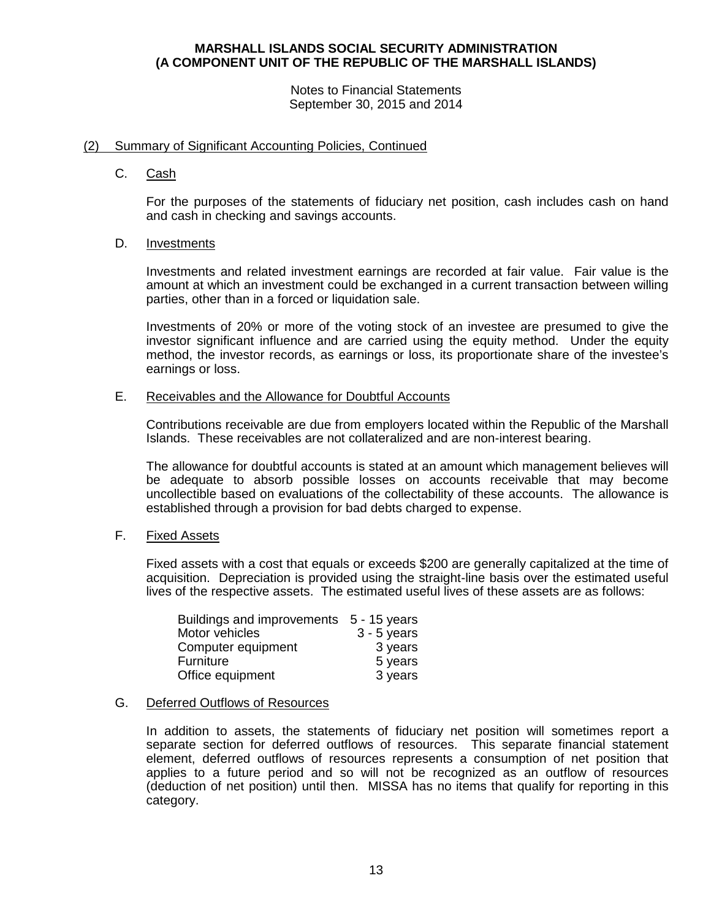## (2) Summary of Significant Accounting Policies, Continued

### C. Cash

For the purposes of the statements of fiduciary net position, cash includes cash on hand and cash in checking and savings accounts.

### D. Investments

Investments and related investment earnings are recorded at fair value. Fair value is the amount at which an investment could be exchanged in a current transaction between willing parties, other than in a forced or liquidation sale.

Investments of 20% or more of the voting stock of an investee are presumed to give the investor significant influence and are carried using the equity method. Under the equity method, the investor records, as earnings or loss, its proportionate share of the investee's earnings or loss.

### E. Receivables and the Allowance for Doubtful Accounts

Contributions receivable are due from employers located within the Republic of the Marshall Islands. These receivables are not collateralized and are non-interest bearing.

The allowance for doubtful accounts is stated at an amount which management believes will be adequate to absorb possible losses on accounts receivable that may become uncollectible based on evaluations of the collectability of these accounts. The allowance is established through a provision for bad debts charged to expense.

### F. Fixed Assets

Fixed assets with a cost that equals or exceeds $200 are generally capitalized at the time of acquisition. Depreciation is provided using the straight-line basis over the estimated useful lives of the respective assets. The estimated useful lives of these assets are as follows:

| | |
|---|---|
| Buildings and improvements | 5 - 15 years |
| Motor vehicles | 3 - 5 years |
| Computer equipment | 3 years |
| Furniture | 5 years |
| Office equipment | 3 years |

### G. Deferred Outflows of Resources

In addition to assets, the statements of fiduciary net position will sometimes report a separate section for deferred outflows of resources. This separate financial statement element, deferred outflows of resources represents a consumption of net position that applies to a future period and so will not be recognized as an outflow of resources (deduction of net position) until then. MISSA has no items that qualify for reporting in this category.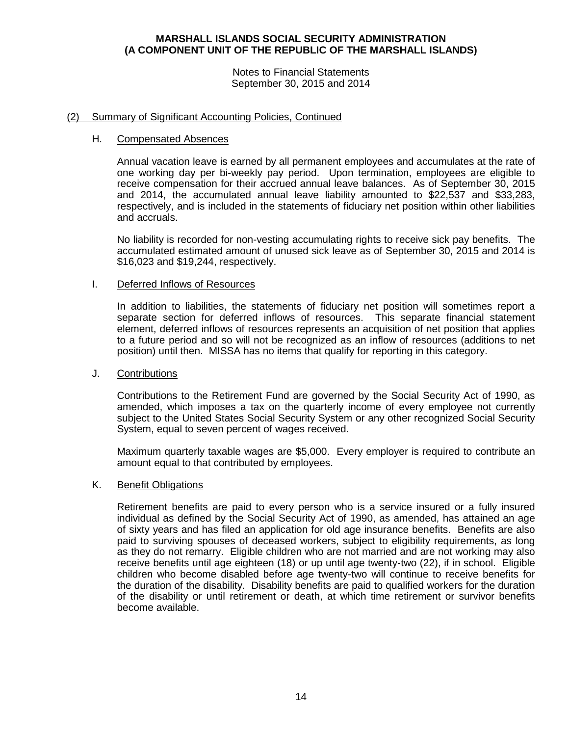## (2) Summary of Significant Accounting Policies, Continued

### H. Compensated Absences

Annual vacation leave is earned by all permanent employees and accumulates at the rate of one working day per bi-weekly pay period. Upon termination, employees are eligible to receive compensation for their accrued annual leave balances. As of September 30, 2015 and 2014, the accumulated annual leave liability amounted to $22,537 and $33,283, respectively, and is included in the statements of fiduciary net position within other liabilities and accruals.

No liability is recorded for non-vesting accumulating rights to receive sick pay benefits. The accumulated estimated amount of unused sick leave as of September 30, 2015 and 2014 is $16,023 and $19,244, respectively.

### I. Deferred Inflows of Resources

In addition to liabilities, the statements of fiduciary net position will sometimes report a separate section for deferred inflows of resources. This separate financial statement element, deferred inflows of resources represents an acquisition of net position that applies to a future period and so will not be recognized as an inflow of resources (additions to net position) until then. MISSA has no items that qualify for reporting in this category.

### J. Contributions

Contributions to the Retirement Fund are governed by the Social Security Act of 1990, as amended, which imposes a tax on the quarterly income of every employee not currently subject to the United States Social Security System or any other recognized Social Security System, equal to seven percent of wages received.

Maximum quarterly taxable wages are $5,000. Every employer is required to contribute an amount equal to that contributed by employees.

### K. Benefit Obligations

Retirement benefits are paid to every person who is a service insured or a fully insured individual as defined by the Social Security Act of 1990, as amended, has attained an age of sixty years and has filed an application for old age insurance benefits. Benefits are also paid to surviving spouses of deceased workers, subject to eligibility requirements, as long as they do not remarry. Eligible children who are not married and are not working may also receive benefits until age eighteen (18) or up until age twenty-two (22), if in school. Eligible children who become disabled before age twenty-two will continue to receive benefits for the duration of the disability. Disability benefits are paid to qualified workers for the duration of the disability or until retirement or death, at which time retirement or survivor benefits become available.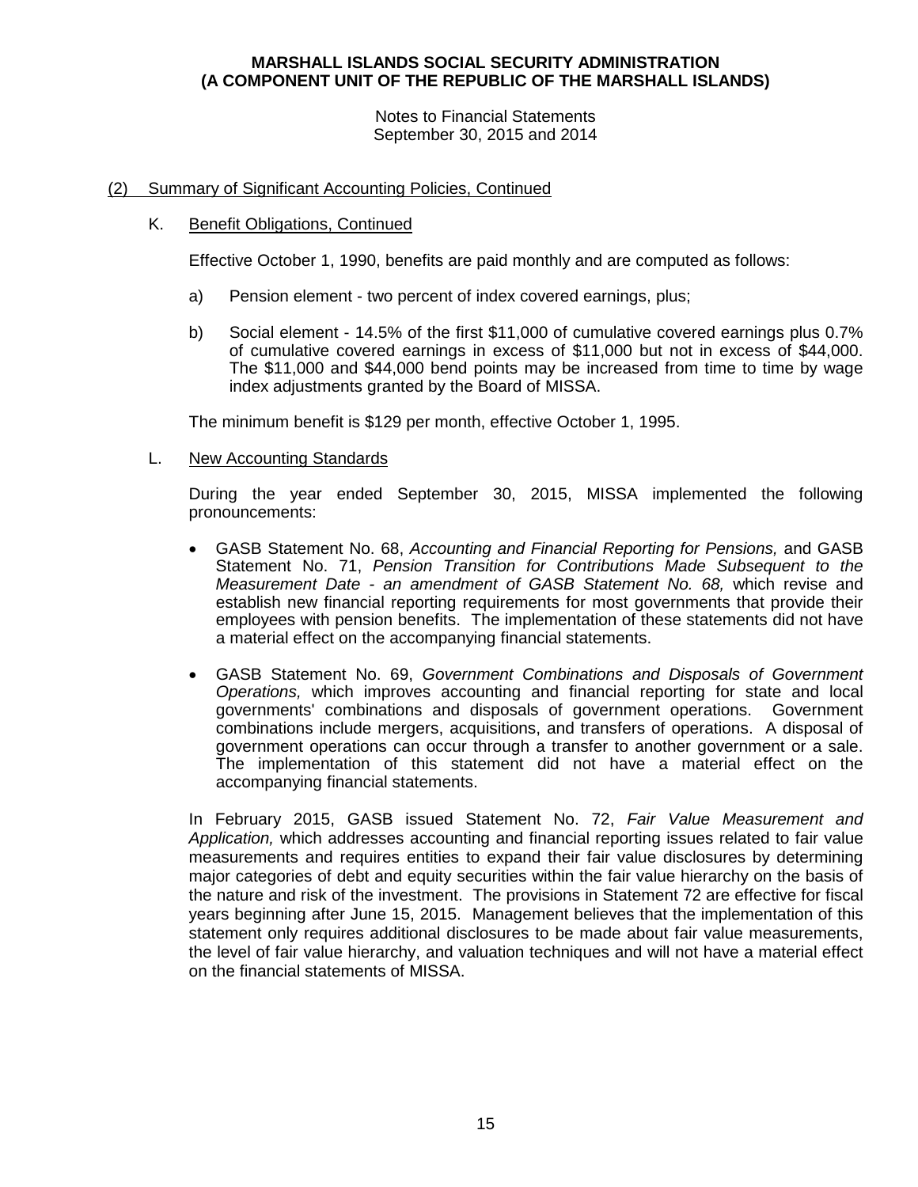(2) Summary of Significant Accounting Policies, Continued

K. Benefit Obligations, Continued

Effective October 1, 1990, benefits are paid monthly and are computed as follows:

a) Pension element - two percent of index covered earnings, plus;

b) Social element - 14.5% of the first $11,000 of cumulative covered earnings plus 0.7% of cumulative covered earnings in excess of $11,000 but not in excess of $44,000. The $11,000 and $44,000 bend points may be increased from time to time by wage index adjustments granted by the Board of MISSA.

The minimum benefit is $129 per month, effective October 1, 1995.

L. New Accounting Standards

During the year ended September 30, 2015, MISSA implemented the following pronouncements:

- GASB Statement No. 68, *Accounting and Financial Reporting for Pensions,* and GASB Statement No. 71, *Pension Transition for Contributions Made Subsequent to the Measurement Date - an amendment of GASB Statement No. 68,* which revise and establish new financial reporting requirements for most governments that provide their employees with pension benefits. The implementation of these statements did not have a material effect on the accompanying financial statements.

- GASB Statement No. 69, *Government Combinations and Disposals of Government Operations,* which improves accounting and financial reporting for state and local governments' combinations and disposals of government operations. Government combinations include mergers, acquisitions, and transfers of operations. A disposal of government operations can occur through a transfer to another government or a sale. The implementation of this statement did not have a material effect on the accompanying financial statements.

In February 2015, GASB issued Statement No. 72, *Fair Value Measurement and Application,* which addresses accounting and financial reporting issues related to fair value measurements and requires entities to expand their fair value disclosures by determining major categories of debt and equity securities within the fair value hierarchy on the basis of the nature and risk of the investment. The provisions in Statement 72 are effective for fiscal years beginning after June 15, 2015. Management believes that the implementation of this statement only requires additional disclosures to be made about fair value measurements, the level of fair value hierarchy, and valuation techniques and will not have a material effect on the financial statements of MISSA.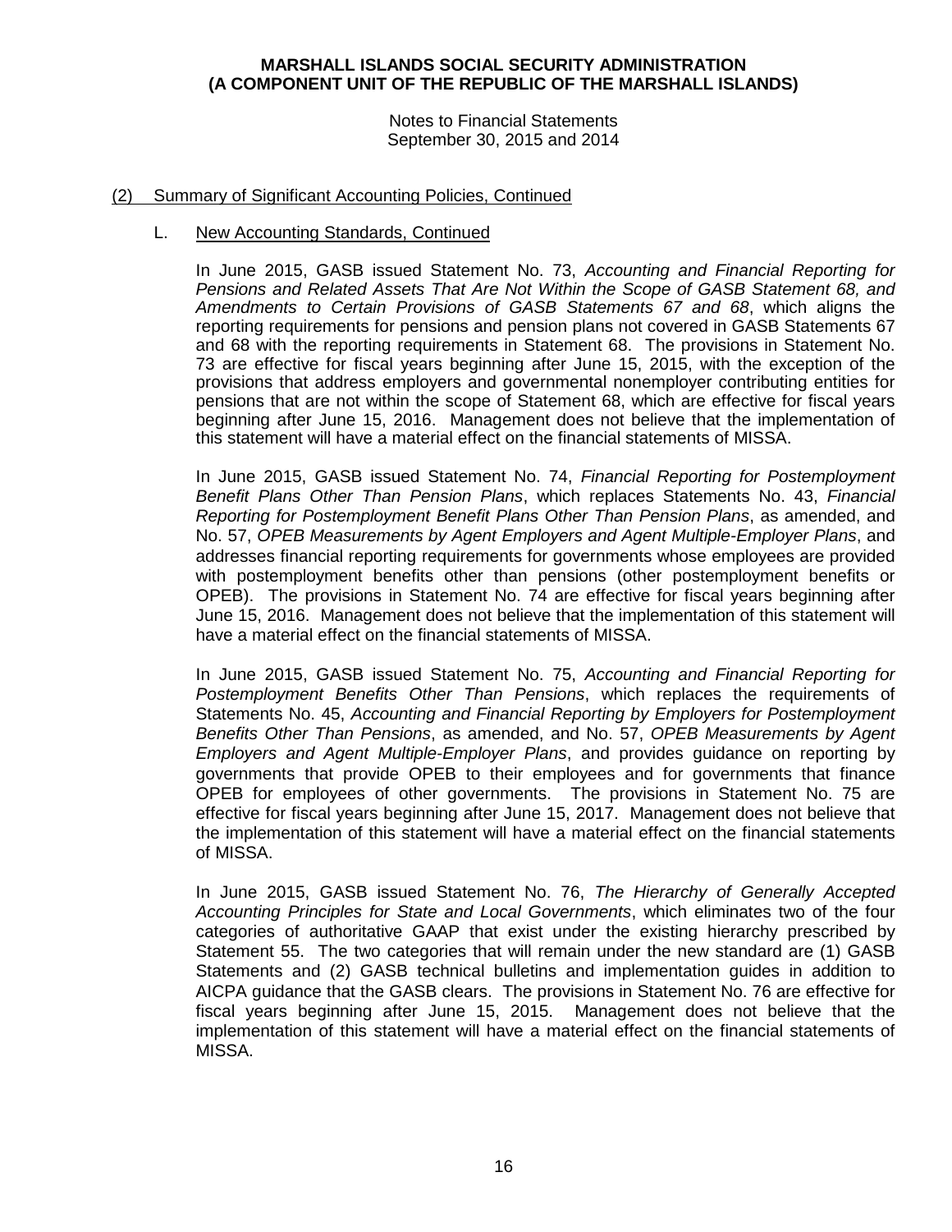**MARSHALL ISLANDS SOCIAL SECURITY ADMINISTRATION**
**(A COMPONENT UNIT OF THE REPUBLIC OF THE MARSHALL ISLANDS)**

Notes to Financial Statements
September 30, 2015 and 2014

(2) Summary of Significant Accounting Policies, Continued

L. New Accounting Standards, Continued

In June 2015, GASB issued Statement No. 73, *Accounting and Financial Reporting for Pensions and Related Assets That Are Not Within the Scope of GASB Statement 68, and Amendments to Certain Provisions of GASB Statements 67 and 68*, which aligns the reporting requirements for pensions and pension plans not covered in GASB Statements 67 and 68 with the reporting requirements in Statement 68. The provisions in Statement No. 73 are effective for fiscal years beginning after June 15, 2015, with the exception of the provisions that address employers and governmental nonemployer contributing entities for pensions that are not within the scope of Statement 68, which are effective for fiscal years beginning after June 15, 2016. Management does not believe that the implementation of this statement will have a material effect on the financial statements of MISSA.

In June 2015, GASB issued Statement No. 74, *Financial Reporting for Postemployment Benefit Plans Other Than Pension Plans*, which replaces Statements No. 43, *Financial Reporting for Postemployment Benefit Plans Other Than Pension Plans*, as amended, and No. 57, *OPEB Measurements by Agent Employers and Agent Multiple-Employer Plans*, and addresses financial reporting requirements for governments whose employees are provided with postemployment benefits other than pensions (other postemployment benefits or OPEB). The provisions in Statement No. 74 are effective for fiscal years beginning after June 15, 2016. Management does not believe that the implementation of this statement will have a material effect on the financial statements of MISSA.

In June 2015, GASB issued Statement No. 75, *Accounting and Financial Reporting for Postemployment Benefits Other Than Pensions*, which replaces the requirements of Statements No. 45, *Accounting and Financial Reporting by Employers for Postemployment Benefits Other Than Pensions*, as amended, and No. 57, *OPEB Measurements by Agent Employers and Agent Multiple-Employer Plans*, and provides guidance on reporting by governments that provide OPEB to their employees and for governments that finance OPEB for employees of other governments. The provisions in Statement No. 75 are effective for fiscal years beginning after June 15, 2017. Management does not believe that the implementation of this statement will have a material effect on the financial statements of MISSA.

In June 2015, GASB issued Statement No. 76, *The Hierarchy of Generally Accepted Accounting Principles for State and Local Governments*, which eliminates two of the four categories of authoritative GAAP that exist under the existing hierarchy prescribed by Statement 55. The two categories that will remain under the new standard are (1) GASB Statements and (2) GASB technical bulletins and implementation guides in addition to AICPA guidance that the GASB clears. The provisions in Statement No. 76 are effective for fiscal years beginning after June 15, 2015. Management does not believe that the implementation of this statement will have a material effect on the financial statements of MISSA.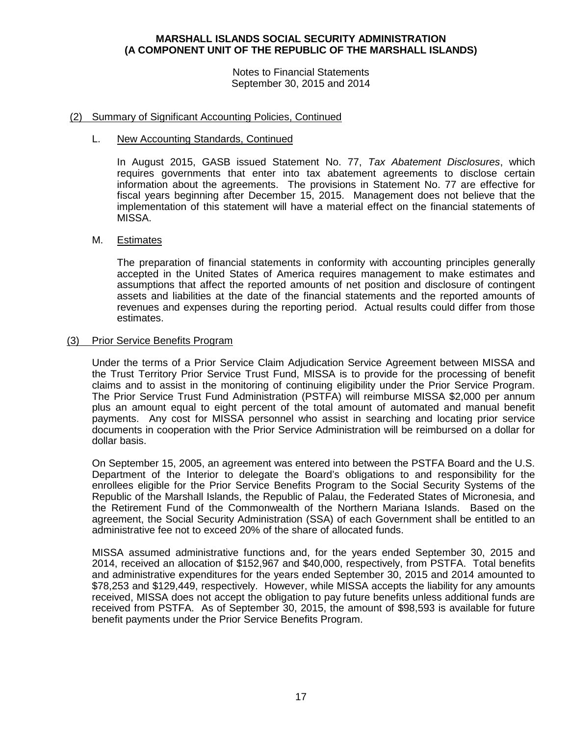## (2) Summary of Significant Accounting Policies, Continued

### L. New Accounting Standards, Continued

In August 2015, GASB issued Statement No. 77, *Tax Abatement Disclosures*, which requires governments that enter into tax abatement agreements to disclose certain information about the agreements. The provisions in Statement No. 77 are effective for fiscal years beginning after December 15, 2015. Management does not believe that the implementation of this statement will have a material effect on the financial statements of MISSA.

### M. Estimates

The preparation of financial statements in conformity with accounting principles generally accepted in the United States of America requires management to make estimates and assumptions that affect the reported amounts of net position and disclosure of contingent assets and liabilities at the date of the financial statements and the reported amounts of revenues and expenses during the reporting period. Actual results could differ from those estimates.

## (3) Prior Service Benefits Program

Under the terms of a Prior Service Claim Adjudication Service Agreement between MISSA and the Trust Territory Prior Service Trust Fund, MISSA is to provide for the processing of benefit claims and to assist in the monitoring of continuing eligibility under the Prior Service Program. The Prior Service Trust Fund Administration (PSTFA) will reimburse MISSA $2,000 per annum plus an amount equal to eight percent of the total amount of automated and manual benefit payments. Any cost for MISSA personnel who assist in searching and locating prior service documents in cooperation with the Prior Service Administration will be reimbursed on a dollar for dollar basis.

On September 15, 2005, an agreement was entered into between the PSTFA Board and the U.S. Department of the Interior to delegate the Board's obligations to and responsibility for the enrollees eligible for the Prior Service Benefits Program to the Social Security Systems of the Republic of the Marshall Islands, the Republic of Palau, the Federated States of Micronesia, and the Retirement Fund of the Commonwealth of the Northern Mariana Islands. Based on the agreement, the Social Security Administration (SSA) of each Government shall be entitled to an administrative fee not to exceed 20% of the share of allocated funds.

MISSA assumed administrative functions and, for the years ended September 30, 2015 and 2014, received an allocation of $152,967 and $40,000, respectively, from PSTFA. Total benefits and administrative expenditures for the years ended September 30, 2015 and 2014 amounted to $78,253 and $129,449, respectively. However, while MISSA accepts the liability for any amounts received, MISSA does not accept the obligation to pay future benefits unless additional funds are received from PSTFA. As of September 30, 2015, the amount of $98,593 is available for future benefit payments under the Prior Service Benefits Program.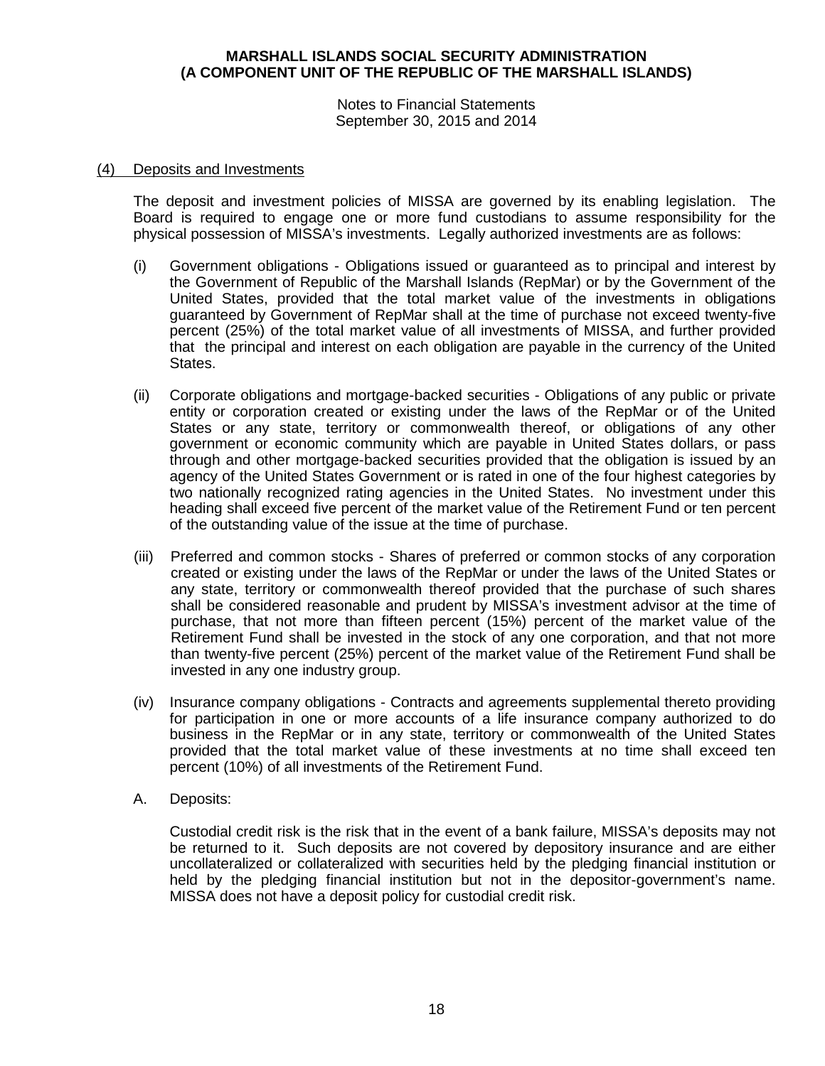## (4) Deposits and Investments

The deposit and investment policies of MISSA are governed by its enabling legislation. The Board is required to engage one or more fund custodians to assume responsibility for the physical possession of MISSA's investments. Legally authorized investments are as follows:

(i) Government obligations - Obligations issued or guaranteed as to principal and interest by the Government of Republic of the Marshall Islands (RepMar) or by the Government of the United States, provided that the total market value of the investments in obligations guaranteed by Government of RepMar shall at the time of purchase not exceed twenty-five percent (25%) of the total market value of all investments of MISSA, and further provided that the principal and interest on each obligation are payable in the currency of the United States.

(ii) Corporate obligations and mortgage-backed securities - Obligations of any public or private entity or corporation created or existing under the laws of the RepMar or of the United States or any state, territory or commonwealth thereof, or obligations of any other government or economic community which are payable in United States dollars, or pass through and other mortgage-backed securities provided that the obligation is issued by an agency of the United States Government or is rated in one of the four highest categories by two nationally recognized rating agencies in the United States. No investment under this heading shall exceed five percent of the market value of the Retirement Fund or ten percent of the outstanding value of the issue at the time of purchase.

(iii) Preferred and common stocks - Shares of preferred or common stocks of any corporation created or existing under the laws of the RepMar or under the laws of the United States or any state, territory or commonwealth thereof provided that the purchase of such shares shall be considered reasonable and prudent by MISSA's investment advisor at the time of purchase, that not more than fifteen percent (15%) percent of the market value of the Retirement Fund shall be invested in the stock of any one corporation, and that not more than twenty-five percent (25%) percent of the market value of the Retirement Fund shall be invested in any one industry group.

(iv) Insurance company obligations - Contracts and agreements supplemental thereto providing for participation in one or more accounts of a life insurance company authorized to do business in the RepMar or in any state, territory or commonwealth of the United States provided that the total market value of these investments at no time shall exceed ten percent (10%) of all investments of the Retirement Fund.

A. Deposits:

Custodial credit risk is the risk that in the event of a bank failure, MISSA's deposits may not be returned to it. Such deposits are not covered by depository insurance and are either uncollateralized or collateralized with securities held by the pledging financial institution or held by the pledging financial institution but not in the depositor-government's name. MISSA does not have a deposit policy for custodial credit risk.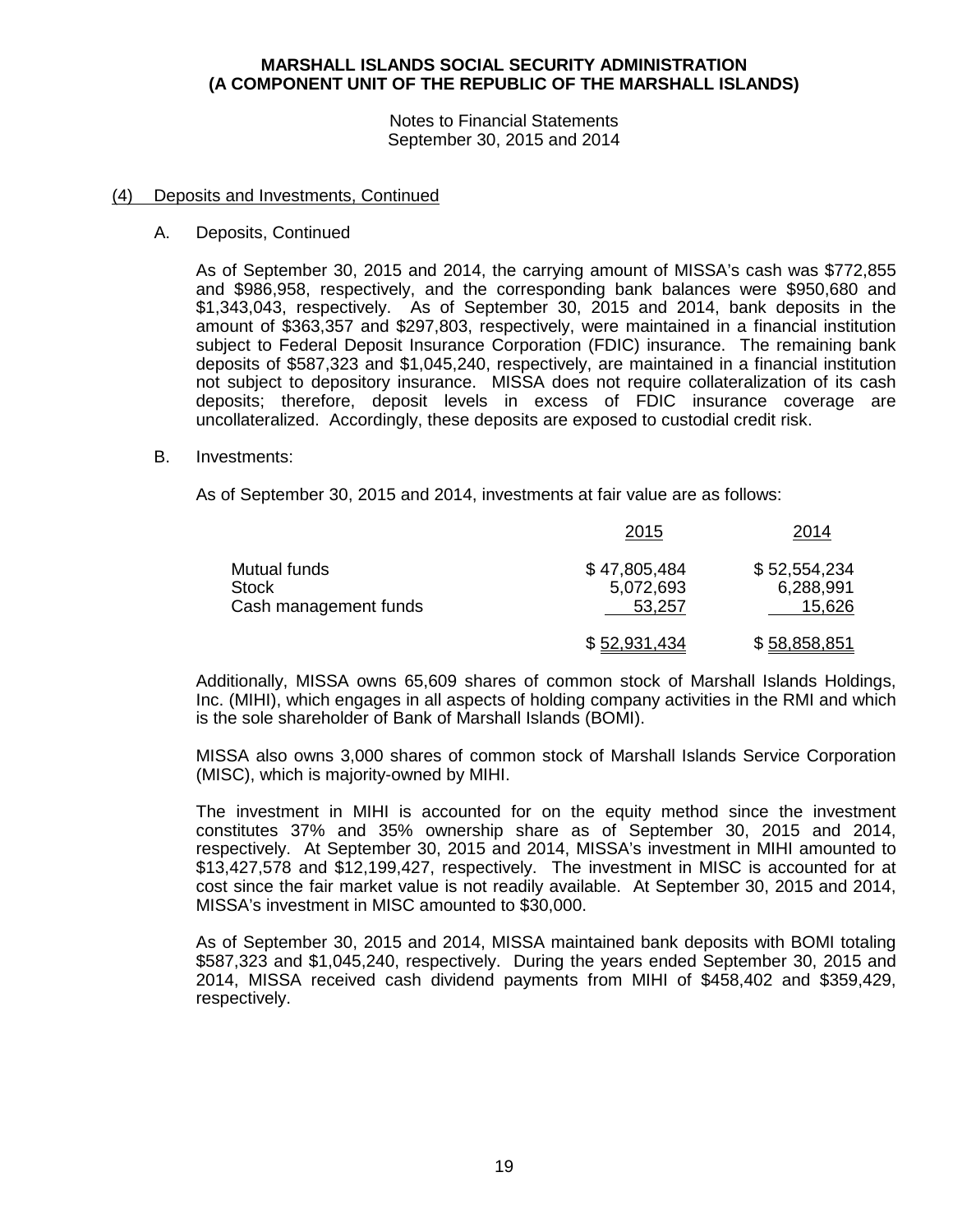## (4) Deposits and Investments, Continued

### A. Deposits, Continued

As of September 30, 2015 and 2014, the carrying amount of MISSA's cash was $772,855 and $986,958, respectively, and the corresponding bank balances were $950,680 and $1,343,043, respectively. As of September 30, 2015 and 2014, bank deposits in the amount of $363,357 and $297,803, respectively, were maintained in a financial institution subject to Federal Deposit Insurance Corporation (FDIC) insurance. The remaining bank deposits of $587,323 and $1,045,240, respectively, are maintained in a financial institution not subject to depository insurance. MISSA does not require collateralization of its cash deposits; therefore, deposit levels in excess of FDIC insurance coverage are uncollateralized. Accordingly, these deposits are exposed to custodial credit risk.

### B. Investments:

As of September 30, 2015 and 2014, investments at fair value are as follows:

| | 2015 | 2014 |
|---|---|---|
| Mutual funds | $ 47,805,484 | $ 52,554,234 |
| Stock | 5,072,693 | 6,288,991 |
| Cash management funds | 53,257 | 15,626 |
| | $ 52,931,434 | $ 58,858,851 |

Additionally, MISSA owns 65,609 shares of common stock of Marshall Islands Holdings, Inc. (MIHI), which engages in all aspects of holding company activities in the RMI and which is the sole shareholder of Bank of Marshall Islands (BOMI).

MISSA also owns 3,000 shares of common stock of Marshall Islands Service Corporation (MISC), which is majority-owned by MIHI.

The investment in MIHI is accounted for on the equity method since the investment constitutes 37% and 35% ownership share as of September 30, 2015 and 2014, respectively. At September 30, 2015 and 2014, MISSA's investment in MIHI amounted to $13,427,578 and $12,199,427, respectively. The investment in MISC is accounted for at cost since the fair market value is not readily available. At September 30, 2015 and 2014, MISSA's investment in MISC amounted to $30,000.

As of September 30, 2015 and 2014, MISSA maintained bank deposits with BOMI totaling $587,323 and $1,045,240, respectively. During the years ended September 30, 2015 and 2014, MISSA received cash dividend payments from MIHI of $458,402 and $359,429, respectively.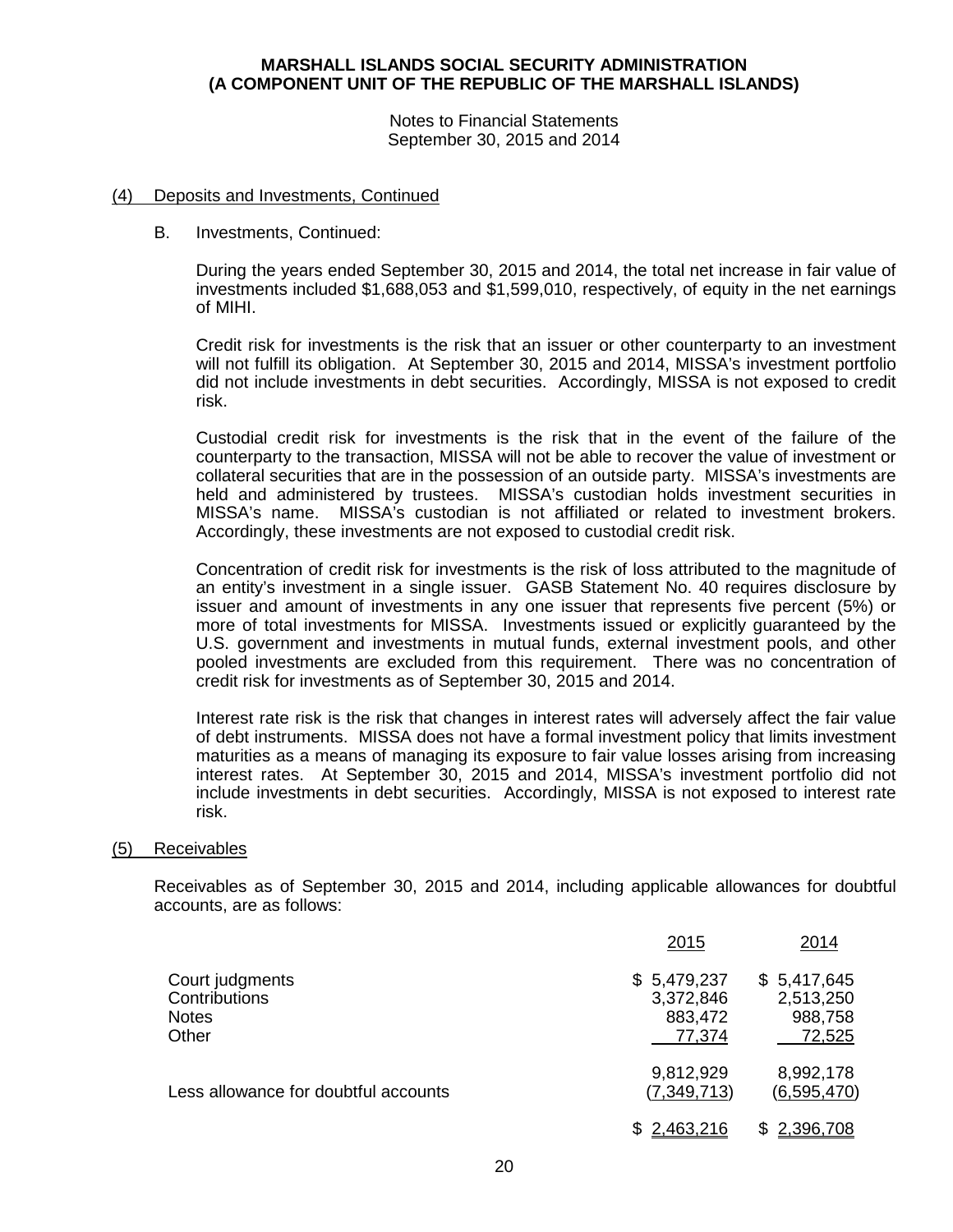# MARSHALL ISLANDS SOCIAL SECURITY ADMINISTRATION
# (A COMPONENT UNIT OF THE REPUBLIC OF THE MARSHALL ISLANDS)

Notes to Financial Statements
September 30, 2015 and 2014

## (4) Deposits and Investments, Continued

B. Investments, Continued:

During the years ended September 30, 2015 and 2014, the total net increase in fair value of investments included $1,688,053 and $1,599,010, respectively, of equity in the net earnings of MIHI.

Credit risk for investments is the risk that an issuer or other counterparty to an investment will not fulfill its obligation. At September 30, 2015 and 2014, MISSA's investment portfolio did not include investments in debt securities. Accordingly, MISSA is not exposed to credit risk.

Custodial credit risk for investments is the risk that in the event of the failure of the counterparty to the transaction, MISSA will not be able to recover the value of investment or collateral securities that are in the possession of an outside party. MISSA's investments are held and administered by trustees. MISSA's custodian holds investment securities in MISSA's name. MISSA's custodian is not affiliated or related to investment brokers. Accordingly, these investments are not exposed to custodial credit risk.

Concentration of credit risk for investments is the risk of loss attributed to the magnitude of an entity's investment in a single issuer. GASB Statement No. 40 requires disclosure by issuer and amount of investments in any one issuer that represents five percent (5%) or more of total investments for MISSA. Investments issued or explicitly guaranteed by the U.S. government and investments in mutual funds, external investment pools, and other pooled investments are excluded from this requirement. There was no concentration of credit risk for investments as of September 30, 2015 and 2014.

Interest rate risk is the risk that changes in interest rates will adversely affect the fair value of debt instruments. MISSA does not have a formal investment policy that limits investment maturities as a means of managing its exposure to fair value losses arising from increasing interest rates. At September 30, 2015 and 2014, MISSA's investment portfolio did not include investments in debt securities. Accordingly, MISSA is not exposed to interest rate risk.

## (5) Receivables

Receivables as of September 30, 2015 and 2014, including applicable allowances for doubtful accounts, are as follows:

| | 2015 | 2014 |
|---|---|---|
| Court judgments | $ 5,479,237 | $ 5,417,645 |
| Contributions | 3,372,846 | 2,513,250 |
| Notes | 883,472 | 988,758 |
| Other | 77,374 | 72,525 |
| | 9,812,929 | 8,992,178 |
| Less allowance for doubtful accounts | (7,349,713) | (6,595,470) |
| | $ 2,463,216 | $ 2,396,708 |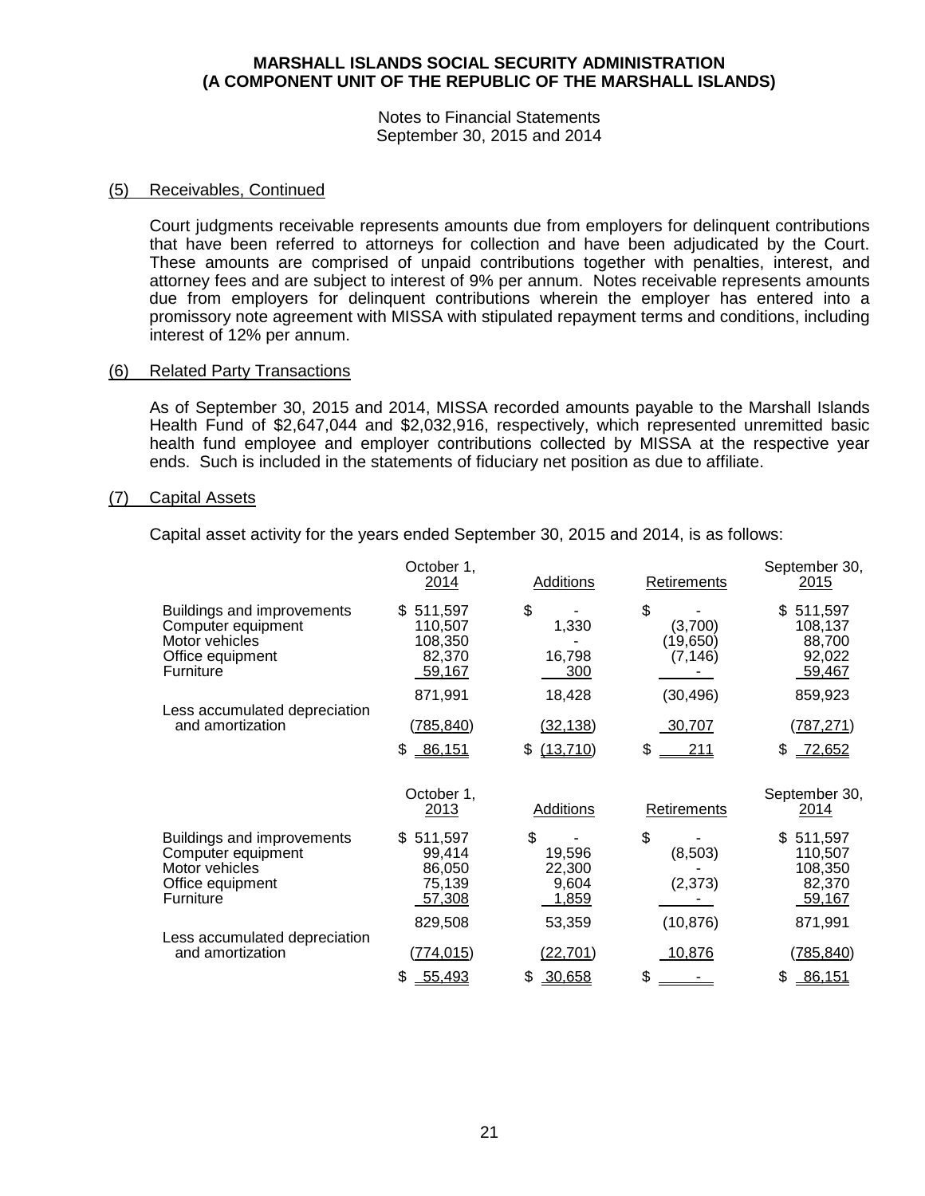**MARSHALL ISLANDS SOCIAL SECURITY ADMINISTRATION**
**(A COMPONENT UNIT OF THE REPUBLIC OF THE MARSHALL ISLANDS)**

Notes to Financial Statements
September 30, 2015 and 2014

## (5) Receivables, Continued

Court judgments receivable represents amounts due from employers for delinquent contributions that have been referred to attorneys for collection and have been adjudicated by the Court. These amounts are comprised of unpaid contributions together with penalties, interest, and attorney fees and are subject to interest of 9% per annum. Notes receivable represents amounts due from employers for delinquent contributions wherein the employer has entered into a promissory note agreement with MISSA with stipulated repayment terms and conditions, including interest of 12% per annum.

## (6) Related Party Transactions

As of September 30, 2015 and 2014, MISSA recorded amounts payable to the Marshall Islands Health Fund of $2,647,044 and $2,032,916, respectively, which represented unremitted basic health fund employee and employer contributions collected by MISSA at the respective year ends. Such is included in the statements of fiduciary net position as due to affiliate.

## (7) Capital Assets

Capital asset activity for the years ended September 30, 2015 and 2014, is as follows:

| | October 1, 2014 | Additions | Retirements | September 30, 2015 |
|---|---|---|---|---|
| Buildings and improvements | $ 511,597 | $ - | $ - | $ 511,597 |
| Computer equipment | 110,507 | 1,330 | (3,700) | 108,137 |
| Motor vehicles | 108,350 | - | (19,650) | 88,700 |
| Office equipment | 82,370 | 16,798 | (7,146) | 92,022 |
| Furniture | 59,167 | 300 | - | 59,467 |
| | 871,991 | 18,428 | (30,496) | 859,923 |
| Less accumulated depreciation and amortization | (785,840) | (32,138) | 30,707 | (787,271) |
| | $ 86,151 | $ (13,710) | $ 211 | $ 72,652 |

| | October 1, 2013 | Additions | Retirements | September 30, 2014 |
|---|---|---|---|---|
| Buildings and improvements | $ 511,597 | $ - | $ - | $ 511,597 |
| Computer equipment | 99,414 | 19,596 | (8,503) | 110,507 |
| Motor vehicles | 86,050 | 22,300 | - | 108,350 |
| Office equipment | 75,139 | 9,604 | (2,373) | 82,370 |
| Furniture | 57,308 | 1,859 | - | 59,167 |
| | 829,508 | 53,359 | (10,876) | 871,991 |
| Less accumulated depreciation and amortization | (774,015) | (22,701) | 10,876 | (785,840) |
| | $ 55,493 | $ 30,658 | $ - | $ 86,151 |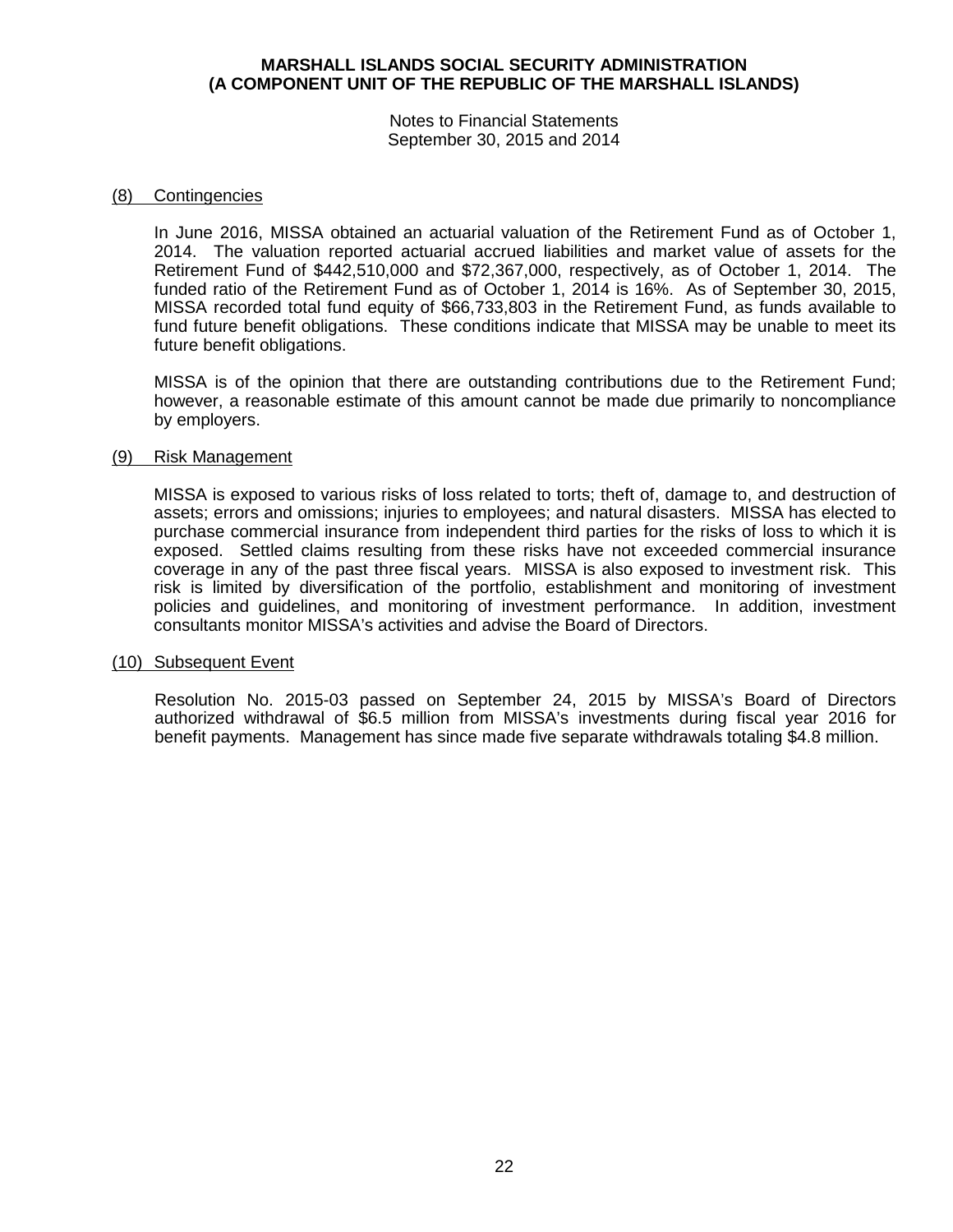# MARSHALL ISLANDS SOCIAL SECURITY ADMINISTRATION
# (A COMPONENT UNIT OF THE REPUBLIC OF THE MARSHALL ISLANDS)

Notes to Financial Statements
September 30, 2015 and 2014

## (8) Contingencies

In June 2016, MISSA obtained an actuarial valuation of the Retirement Fund as of October 1, 2014. The valuation reported actuarial accrued liabilities and market value of assets for the Retirement Fund of $442,510,000 and $72,367,000, respectively, as of October 1, 2014. The funded ratio of the Retirement Fund as of October 1, 2014 is 16%. As of September 30, 2015, MISSA recorded total fund equity of $66,733,803 in the Retirement Fund, as funds available to fund future benefit obligations. These conditions indicate that MISSA may be unable to meet its future benefit obligations.

MISSA is of the opinion that there are outstanding contributions due to the Retirement Fund; however, a reasonable estimate of this amount cannot be made due primarily to noncompliance by employers.

## (9) Risk Management

MISSA is exposed to various risks of loss related to torts; theft of, damage to, and destruction of assets; errors and omissions; injuries to employees; and natural disasters. MISSA has elected to purchase commercial insurance from independent third parties for the risks of loss to which it is exposed. Settled claims resulting from these risks have not exceeded commercial insurance coverage in any of the past three fiscal years. MISSA is also exposed to investment risk. This risk is limited by diversification of the portfolio, establishment and monitoring of investment policies and guidelines, and monitoring of investment performance. In addition, investment consultants monitor MISSA's activities and advise the Board of Directors.

## (10) Subsequent Event

Resolution No. 2015-03 passed on September 24, 2015 by MISSA's Board of Directors authorized withdrawal of $6.5 million from MISSA's investments during fiscal year 2016 for benefit payments. Management has since made five separate withdrawals totaling $4.8 million.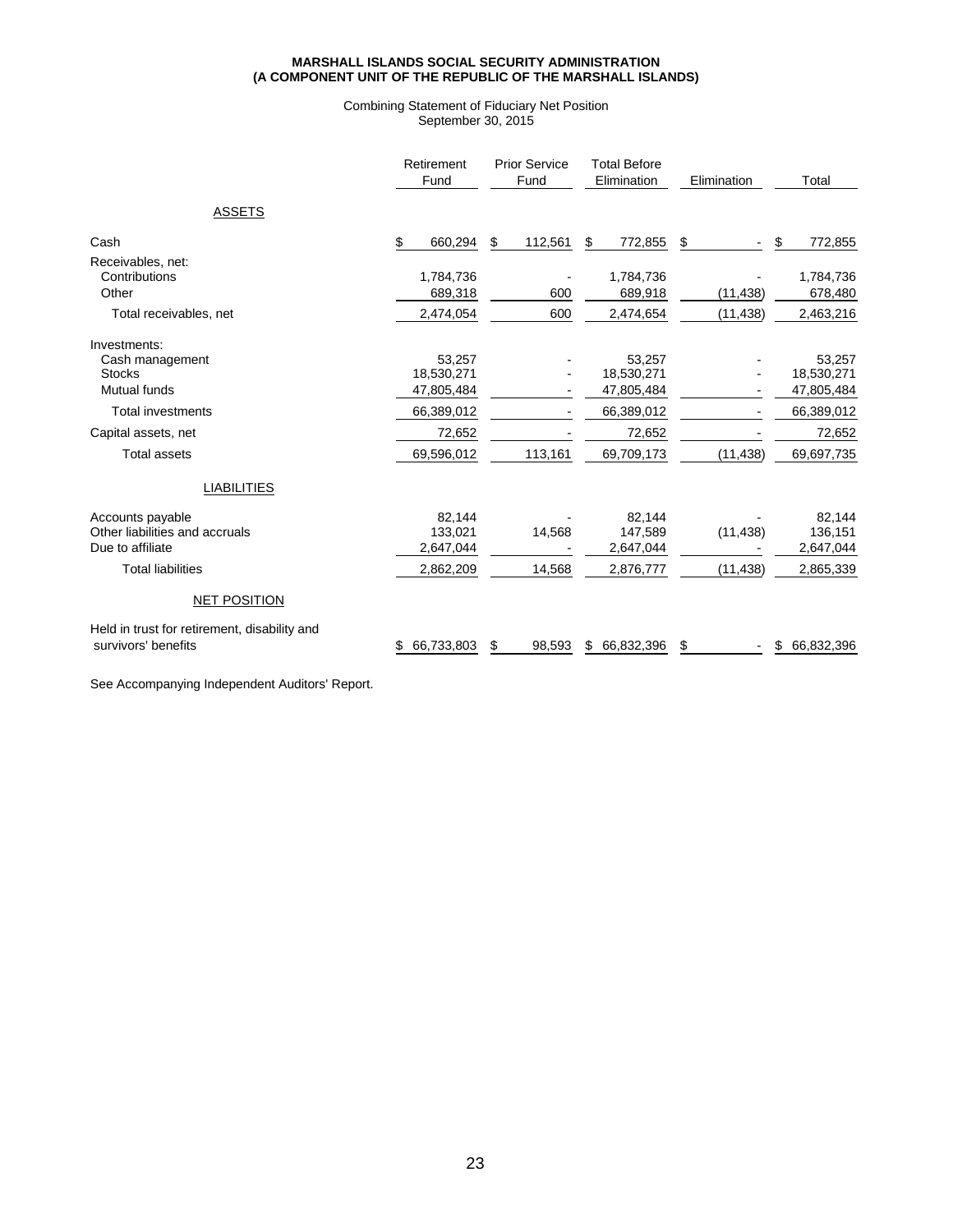**MARSHALL ISLANDS SOCIAL SECURITY ADMINISTRATION**
**(A COMPONENT UNIT OF THE REPUBLIC OF THE MARSHALL ISLANDS)**

Combining Statement of Fiduciary Net Position
September 30, 2015

| | Retirement Fund | Prior Service Fund | Total Before Elimination | Elimination | Total |
|---|---|---|---|---|---|
| ASSETS | | | | | |
| Cash | $ 660,294 | $ 112,561 | $ 772,855 | $ - | $ 772,855 |
| Receivables, net: | | | | | |
| Contributions | 1,784,736 | - | 1,784,736 | - | 1,784,736 |
| Other | 689,318 | 600 | 689,918 | (11,438) | 678,480 |
| Total receivables, net | 2,474,054 | 600 | 2,474,654 | (11,438) | 2,463,216 |
| Investments: | | | | | |
| Cash management | 53,257 | - | 53,257 | - | 53,257 |
| Stocks | 18,530,271 | - | 18,530,271 | - | 18,530,271 |
| Mutual funds | 47,805,484 | - | 47,805,484 | - | 47,805,484 |
| Total investments | 66,389,012 | - | 66,389,012 | - | 66,389,012 |
| Capital assets, net | 72,652 | - | 72,652 | - | 72,652 |
| Total assets | 69,596,012 | 113,161 | 69,709,173 | (11,438) | 69,697,735 |
| LIABILITIES | | | | | |
| Accounts payable | 82,144 | - | 82,144 | - | 82,144 |
| Other liabilities and accruals | 133,021 | 14,568 | 147,589 | (11,438) | 136,151 |
| Due to affiliate | 2,647,044 | - | 2,647,044 | - | 2,647,044 |
| Total liabilities | 2,862,209 | 14,568 | 2,876,777 | (11,438) | 2,865,339 |
| NET POSITION | | | | | |
| Held in trust for retirement, disability and survivors' benefits | $ 66,733,803 | $ 98,593 | $ 66,832,396 | $ - | $ 66,832,396 |

See Accompanying Independent Auditors' Report.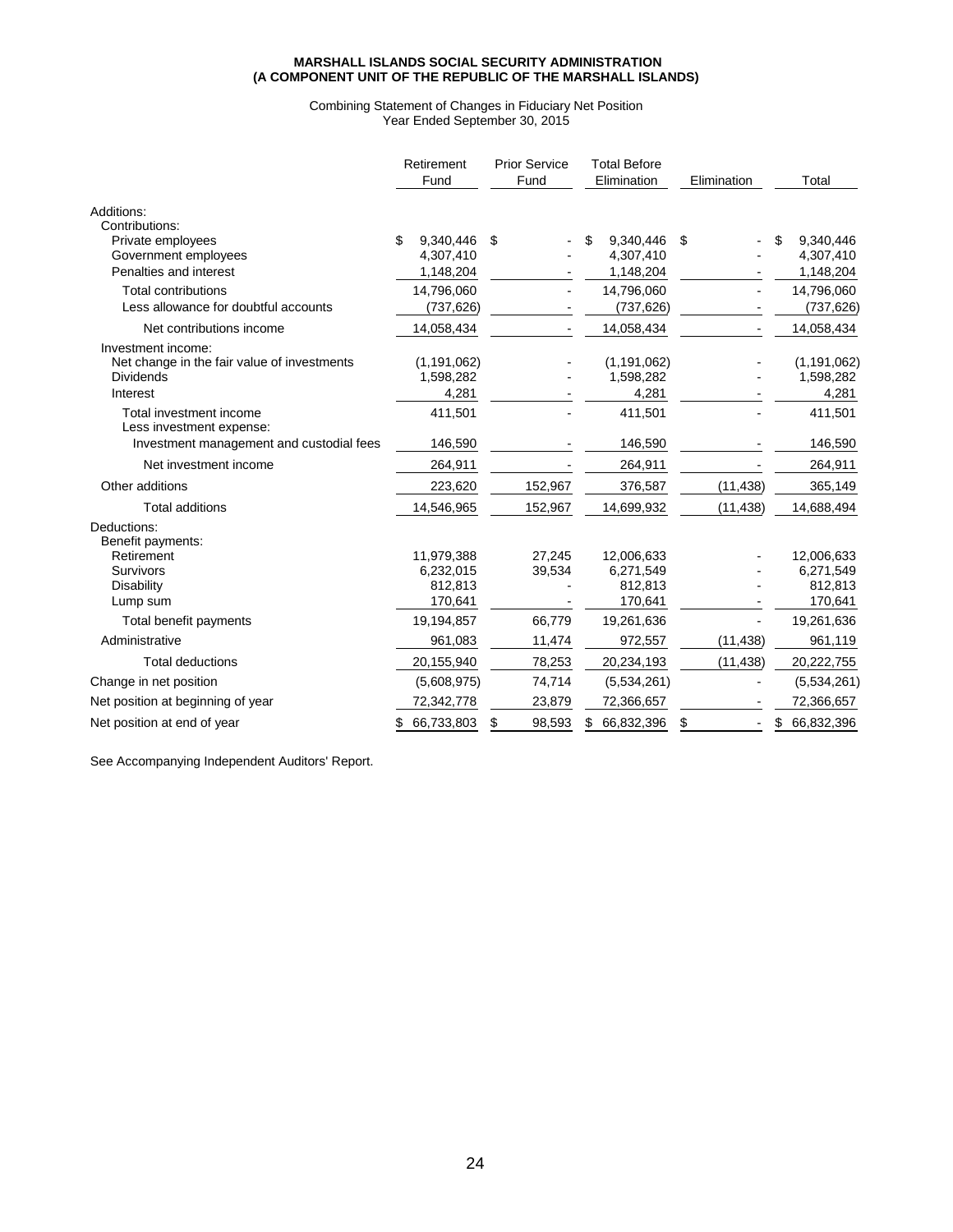**MARSHALL ISLANDS SOCIAL SECURITY ADMINISTRATION**
**(A COMPONENT UNIT OF THE REPUBLIC OF THE MARSHALL ISLANDS)**

Combining Statement of Changes in Fiduciary Net Position
Year Ended September 30, 2015

| | Retirement Fund | Prior Service Fund | Total Before Elimination | Elimination | Total |
|---|---|---|---|---|---|
| Additions: | | | | | |
| Contributions: | | | | | |
| Private employees | $ 9,340,446 | $ - | $ 9,340,446 | $ - | $ 9,340,446 |
| Government employees | 4,307,410 | - | 4,307,410 | - | 4,307,410 |
| Penalties and interest | 1,148,204 | - | 1,148,204 | - | 1,148,204 |
| Total contributions | 14,796,060 | - | 14,796,060 | - | 14,796,060 |
| Less allowance for doubtful accounts | (737,626) | - | (737,626) | - | (737,626) |
| Net contributions income | 14,058,434 | - | 14,058,434 | - | 14,058,434 |
| Investment income: | | | | | |
| Net change in the fair value of investments | (1,191,062) | - | (1,191,062) | - | (1,191,062) |
| Dividends | 1,598,282 | - | 1,598,282 | - | 1,598,282 |
| Interest | 4,281 | - | 4,281 | - | 4,281 |
| Total investment income | 411,501 | - | 411,501 | - | 411,501 |
| Less investment expense: | | | | | |
| Investment management and custodial fees | 146,590 | - | 146,590 | - | 146,590 |
| Net investment income | 264,911 | - | 264,911 | - | 264,911 |
| Other additions | 223,620 | 152,967 | 376,587 | (11,438) | 365,149 |
| Total additions | 14,546,965 | 152,967 | 14,699,932 | (11,438) | 14,688,494 |
| Deductions: | | | | | |
| Benefit payments: | | | | | |
| Retirement | 11,979,388 | 27,245 | 12,006,633 | - | 12,006,633 |
| Survivors | 6,232,015 | 39,534 | 6,271,549 | - | 6,271,549 |
| Disability | 812,813 | - | 812,813 | - | 812,813 |
| Lump sum | 170,641 | - | 170,641 | - | 170,641 |
| Total benefit payments | 19,194,857 | 66,779 | 19,261,636 | - | 19,261,636 |
| Administrative | 961,083 | 11,474 | 972,557 | (11,438) | 961,119 |
| Total deductions | 20,155,940 | 78,253 | 20,234,193 | (11,438) | 20,222,755 |
| Change in net position | (5,608,975) | 74,714 | (5,534,261) | - | (5,534,261) |
| Net position at beginning of year | 72,342,778 | 23,879 | 72,366,657 | - | 72,366,657 |
| Net position at end of year | $ 66,733,803 | $ 98,593 | $ 66,832,396 | $ - | $ 66,832,396 |

See Accompanying Independent Auditors' Report.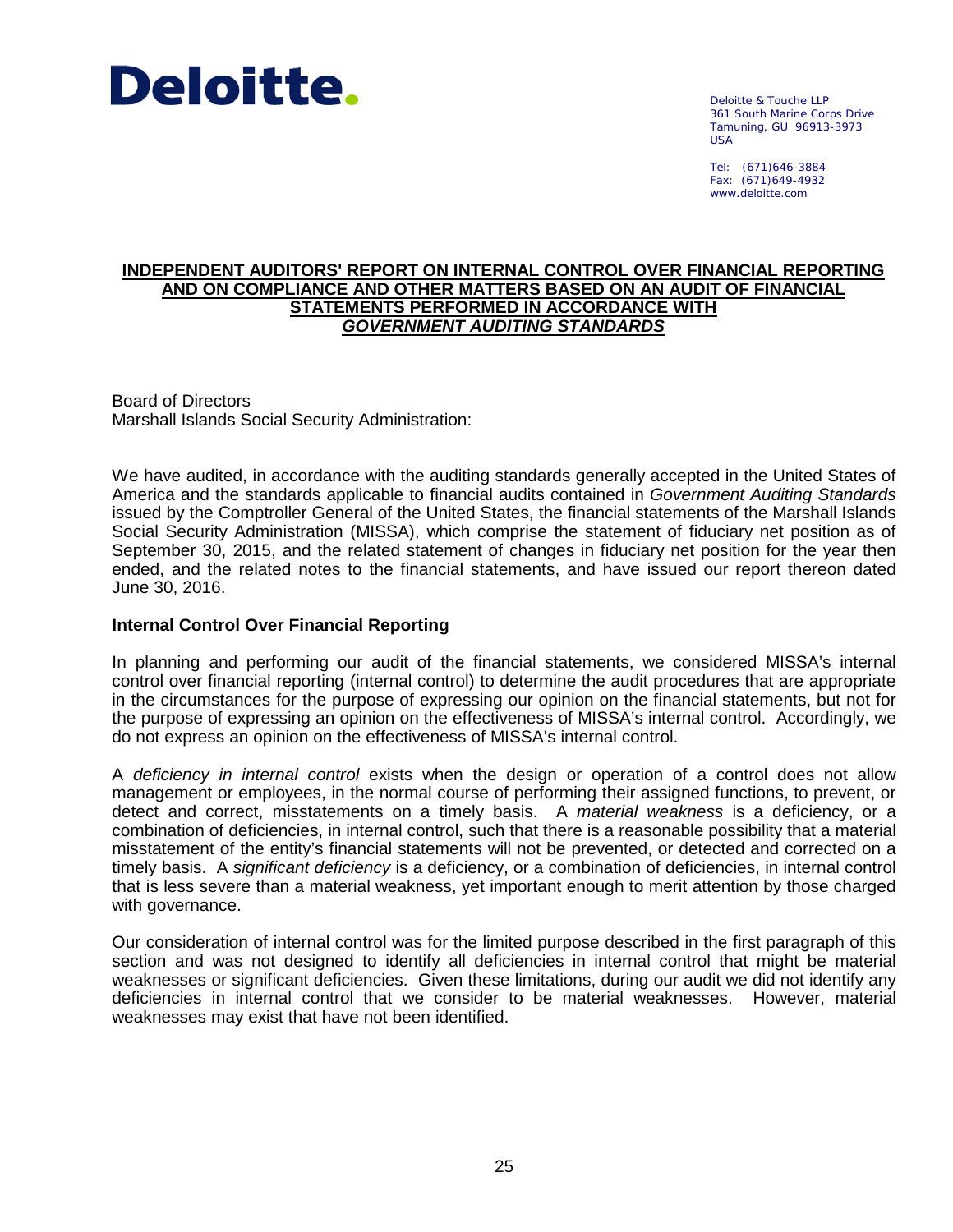Deloitte.

Deloitte & Touche LLP
361 South Marine Corps Drive
Tamuning, GU 96913-3973
USA

Tel: (671)646-3884
Fax: (671)649-4932
www.deloitte.com

# INDEPENDENT AUDITORS' REPORT ON INTERNAL CONTROL OVER FINANCIAL REPORTING AND ON COMPLIANCE AND OTHER MATTERS BASED ON AN AUDIT OF FINANCIAL STATEMENTS PERFORMED IN ACCORDANCE WITH *GOVERNMENT AUDITING STANDARDS*

Board of Directors
Marshall Islands Social Security Administration:

We have audited, in accordance with the auditing standards generally accepted in the United States of America and the standards applicable to financial audits contained in *Government Auditing Standards* issued by the Comptroller General of the United States, the financial statements of the Marshall Islands Social Security Administration (MISSA), which comprise the statement of fiduciary net position as of September 30, 2015, and the related statement of changes in fiduciary net position for the year then ended, and the related notes to the financial statements, and have issued our report thereon dated June 30, 2016.

## Internal Control Over Financial Reporting

In planning and performing our audit of the financial statements, we considered MISSA's internal control over financial reporting (internal control) to determine the audit procedures that are appropriate in the circumstances for the purpose of expressing our opinion on the financial statements, but not for the purpose of expressing an opinion on the effectiveness of MISSA's internal control. Accordingly, we do not express an opinion on the effectiveness of MISSA's internal control.

A *deficiency in internal control* exists when the design or operation of a control does not allow management or employees, in the normal course of performing their assigned functions, to prevent, or detect and correct, misstatements on a timely basis. A *material weakness* is a deficiency, or a combination of deficiencies, in internal control, such that there is a reasonable possibility that a material misstatement of the entity's financial statements will not be prevented, or detected and corrected on a timely basis. A *significant deficiency* is a deficiency, or a combination of deficiencies, in internal control that is less severe than a material weakness, yet important enough to merit attention by those charged with governance.

Our consideration of internal control was for the limited purpose described in the first paragraph of this section and was not designed to identify all deficiencies in internal control that might be material weaknesses or significant deficiencies. Given these limitations, during our audit we did not identify any deficiencies in internal control that we consider to be material weaknesses. However, material weaknesses may exist that have not been identified.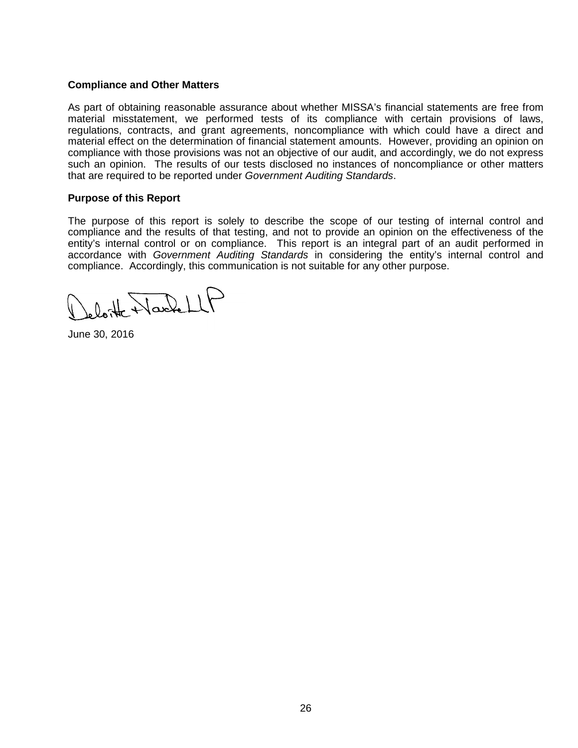**Compliance and Other Matters**

As part of obtaining reasonable assurance about whether MISSA's financial statements are free from material misstatement, we performed tests of its compliance with certain provisions of laws, regulations, contracts, and grant agreements, noncompliance with which could have a direct and material effect on the determination of financial statement amounts. However, providing an opinion on compliance with those provisions was not an objective of our audit, and accordingly, we do not express such an opinion. The results of our tests disclosed no instances of noncompliance or other matters that are required to be reported under *Government Auditing Standards*.

**Purpose of this Report**

The purpose of this report is solely to describe the scope of our testing of internal control and compliance and the results of that testing, and not to provide an opinion on the effectiveness of the entity's internal control or on compliance. This report is an integral part of an audit performed in accordance with *Government Auditing Standards* in considering the entity's internal control and compliance. Accordingly, this communication is not suitable for any other purpose.

Deloitte & Touche LLP

June 30, 2016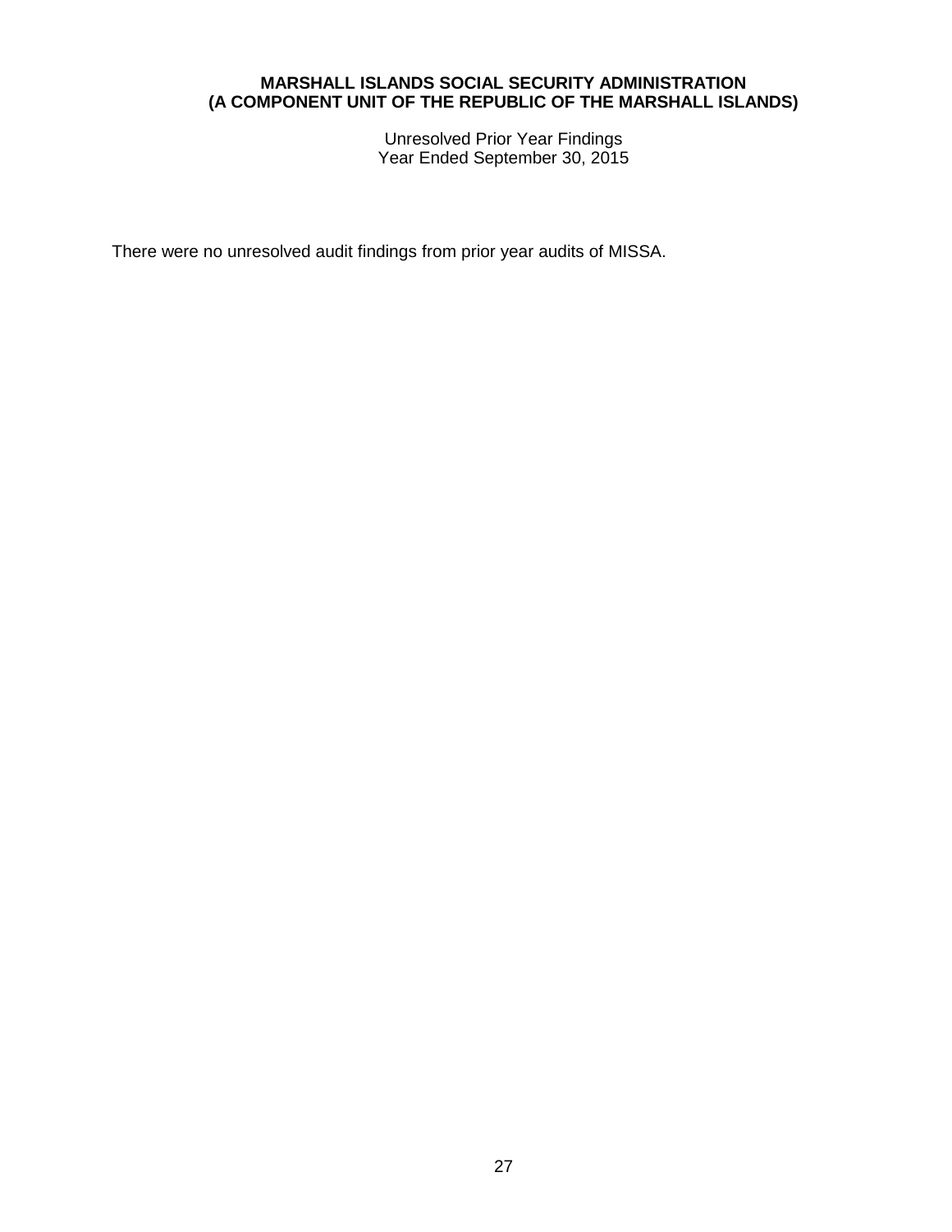**MARSHALL ISLANDS SOCIAL SECURITY ADMINISTRATION**
**(A COMPONENT UNIT OF THE REPUBLIC OF THE MARSHALL ISLANDS)**

Unresolved Prior Year Findings
Year Ended September 30, 2015

There were no unresolved audit findings from prior year audits of MISSA.